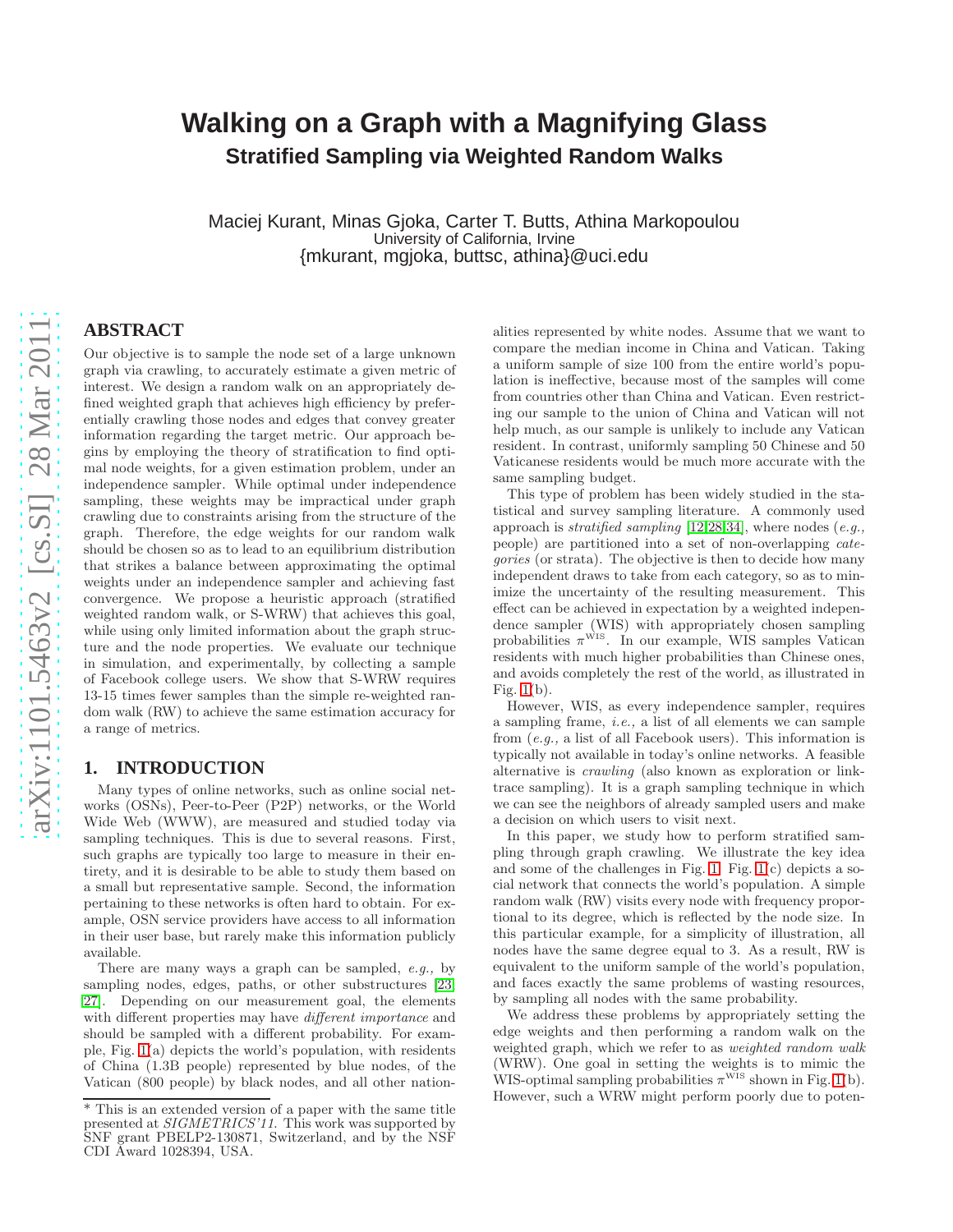# Walking on a Graph with a Magnifying Glass

## Stratified Sampling via Weighted Random Walks

Maciej Kurant, Minas Gjoka, Carter T. Butts, Athina Markopoulou
University of California, Irvine
{mkurant, mgjoka, buttsc, athina}@uci.edu

## ABSTRACT

Our objective is to sample the node set of a large unknown graph via crawling, to accurately estimate a given metric of interest. We design a random walk on an appropriately defined weighted graph that achieves high efficiency by preferentially crawling those nodes and edges that convey greater information regarding the target metric. Our approach begins by employing the theory of stratification to find optimal node weights, for a given estimation problem, under an independence sampler. While optimal under independence sampling, these weights may be impractical under graph crawling due to constraints arising from the structure of the graph. Therefore, the edge weights for our random walk should be chosen so as to lead to an equilibrium distribution that strikes a balance between approximating the optimal weights under an independence sampler and achieving fast convergence. We propose a heuristic approach (stratified weighted random walk, or S-WRW) that achieves this goal, while using only limited information about the graph structure and the node properties. We evaluate our technique in simulation, and experimentally, by collecting a sample of Facebook college users. We show that S-WRW requires 13-15 times fewer samples than the simple re-weighted random walk (RW) to achieve the same estimation accuracy for a range of metrics.

## 1. INTRODUCTION

Many types of online networks, such as online social networks (OSNs), Peer-to-Peer (P2P) networks, or the World Wide Web (WWW), are measured and studied today via sampling techniques. This is due to several reasons. First, such graphs are typically too large to measure in their entirety, and it is desirable to be able to study them based on a small but representative sample. Second, the information pertaining to these networks is often hard to obtain. For example, OSN service providers have access to all information in their user base, but rarely make this information publicly available.

There are many ways a graph can be sampled, *e.g.,* by sampling nodes, edges, paths, or other substructures [23, 27]. Depending on our measurement goal, the elements with different properties may have *different importance* and should be sampled with a different probability. For example, Fig. 1(a) depicts the world's population, with residents of China (1.3B people) represented by blue nodes, of the Vatican (800 people) by black nodes, and all other nationalities represented by white nodes. Assume that we want to compare the median income in China and Vatican. Taking a uniform sample of size 100 from the entire world's population is ineffective, because most of the samples will come from countries other than China and Vatican. Even restricting our sample to the union of China and Vatican will not help much, as our sample is unlikely to include any Vatican resident. In contrast, uniformly sampling 50 Chinese and 50 Vaticanese residents would be much more accurate with the same sampling budget.

This type of problem has been widely studied in the statistical and survey sampling literature. A commonly used approach is *stratified sampling* [12,28,34], where nodes (*e.g.,* people) are partitioned into a set of non-overlapping *categories* (or strata). The objective is then to decide how many independent draws to take from each category, so as to minimize the uncertainty of the resulting measurement. This effect can be achieved in expectation by a weighted independence sampler (WIS) with appropriately chosen sampling probabilities $\pi^{\text{WIS}}$. In our example, WIS samples Vatican residents with much higher probabilities than Chinese ones, and avoids completely the rest of the world, as illustrated in Fig. 1(b).

However, WIS, as every independence sampler, requires a sampling frame, *i.e.,* a list of all elements we can sample from (*e.g.,* a list of all Facebook users). This information is typically not available in today's online networks. A feasible alternative is *crawling* (also known as exploration or link-trace sampling). It is a graph sampling technique in which we can see the neighbors of already sampled users and make a decision on which users to visit next.

In this paper, we study how to perform stratified sampling through graph crawling. We illustrate the key idea and some of the challenges in Fig. 1. Fig. 1(c) depicts a social network that connects the world's population. A simple random walk (RW) visits every node with frequency proportional to its degree, which is reflected by the node size. In this particular example, for a simplicity of illustration, all nodes have the same degree equal to 3. As a result, RW is equivalent to the uniform sample of the world's population, and faces exactly the same problems of wasting resources, by sampling all nodes with the same probability.

We address these problems by appropriately setting the edge weights and then performing a random walk on the weighted graph, which we refer to as *weighted random walk* (WRW). One goal in setting the weights is to mimic the WIS-optimal sampling probabilities $\pi^{\text{WIS}}$ shown in Fig. 1(b). However, such a WRW might perform poorly due to poten-

* This is an extended version of a paper with the same title presented at *SIGMETRICS'11*. This work was supported by SNF grant PBELP2-130871, Switzerland, and by the NSF CDI Award 1028394, USA.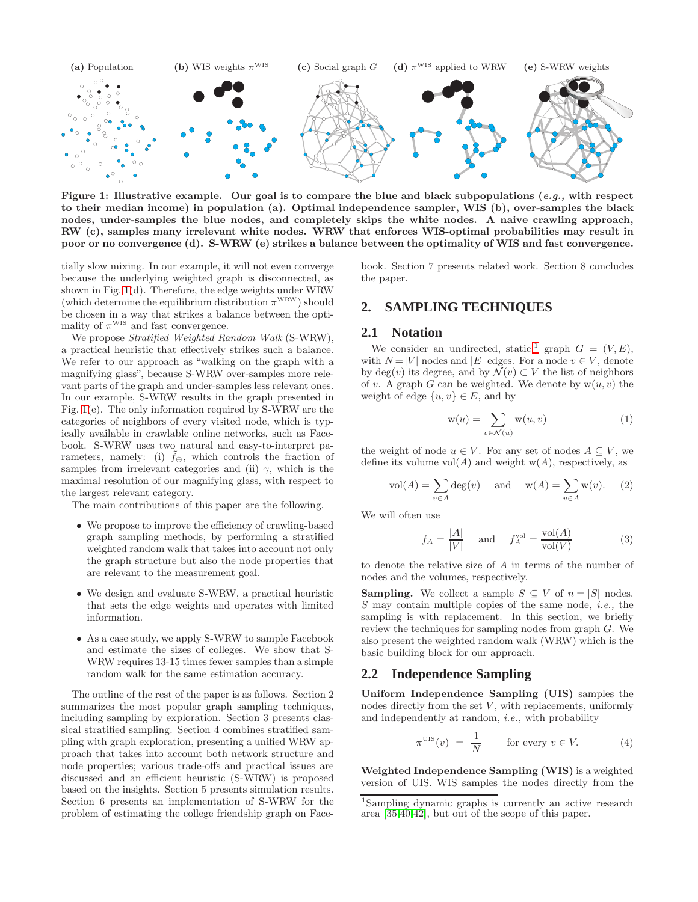(a) Population (b) WIS weights $\pi^{\text{WIS}}$ (c) Social graph $G$ (d) $\pi^{\text{WIS}}$ applied to WRW (e) S-WRW weights

**Figure 1: Illustrative example. Our goal is to compare the blue and black subpopulations (*e.g.,* with respect to their median income) in population (a). Optimal independence sampler, WIS (b), over-samples the black nodes, under-samples the blue nodes, and completely skips the white nodes. A naive crawling approach, RW (c), samples many irrelevant white nodes. WRW that enforces WIS-optimal probabilities may result in poor or no convergence (d). S-WRW (e) strikes a balance between the optimality of WIS and fast convergence.**

tially slow mixing. In our example, it will not even converge because the underlying weighted graph is disconnected, as shown in Fig. 1(d). Therefore, the edge weights under WRW (which determine the equilibrium distribution $\pi^{\text{WRW}}$) should be chosen in a way that strikes a balance between the optimality of $\pi^{\text{WIS}}$ and fast convergence.

We propose *Stratified Weighted Random Walk* (S-WRW), a practical heuristic that effectively strikes such a balance. We refer to our approach as "walking on the graph with a magnifying glass", because S-WRW over-samples more relevant parts of the graph and under-samples less relevant ones. In our example, S-WRW results in the graph presented in Fig. 1(e). The only information required by S-WRW are the categories of neighbors of every visited node, which is typically available in crawlable online networks, such as Facebook. S-WRW uses two natural and easy-to-interpret parameters, namely: (i) $\tilde{f}_{\ominus}$, which controls the fraction of samples from irrelevant categories and (ii) $\gamma$, which is the maximal resolution of our magnifying glass, with respect to the largest relevant category.

The main contributions of this paper are the following.

- We propose to improve the efficiency of crawling-based graph sampling methods, by performing a stratified weighted random walk that takes into account not only the graph structure but also the node properties that are relevant to the measurement goal.
- We design and evaluate S-WRW, a practical heuristic that sets the edge weights and operates with limited information.
- As a case study, we apply S-WRW to sample Facebook and estimate the sizes of colleges. We show that S-WRW requires 13-15 times fewer samples than a simple random walk for the same estimation accuracy.

The outline of the rest of the paper is as follows. Section 2 summarizes the most popular graph sampling techniques, including sampling by exploration. Section 3 presents classical stratified sampling. Section 4 combines stratified sampling with graph exploration, presenting a unified WRW approach that takes into account both network structure and node properties; various trade-offs and practical issues are discussed and an efficient heuristic (S-WRW) is proposed based on the insights. Section 5 presents simulation results. Section 6 presents an implementation of S-WRW for the problem of estimating the college friendship graph on Facebook. Section 7 presents related work. Section 8 concludes the paper.

## 2. SAMPLING TECHNIQUES

### 2.1 Notation

We consider an undirected, static[1] graph $G = (V, E)$, with $N = |V|$ nodes and $|E|$ edges. For a node $v \in V$, denote by $\deg(v)$ its degree, and by $\mathcal{N}(v) \subset V$ the list of neighbors of $v$. A graph $G$ can be weighted. We denote by $\mathrm{w}(u, v)$ the weight of edge $\{u, v\} \in E$, and by

$$\mathrm{w}(u) = \sum_{v \in \mathcal{N}(u)} \mathrm{w}(u, v) \tag{1}$$

the weight of node $u \in V$. For any set of nodes $A \subseteq V$, we define its volume $\mathrm{vol}(A)$ and weight $\mathrm{w}(A)$, respectively, as

$$\mathrm{vol}(A) = \sum_{v \in A} \deg(v) \quad \text{and} \quad \mathrm{w}(A) = \sum_{v \in A} \mathrm{w}(v). \tag{2}$$

We will often use

$$f_A = \frac{|A|}{|V|} \quad \text{and} \quad f_A^{\text{vol}} = \frac{\mathrm{vol}(A)}{\mathrm{vol}(V)} \tag{3}$$

to denote the relative size of $A$ in terms of the number of nodes and the volumes, respectively.

**Sampling.** We collect a sample $S \subseteq V$ of $n = |S|$ nodes. $S$ may contain multiple copies of the same node, *i.e.,* the sampling is with replacement. In this section, we briefly review the techniques for sampling nodes from graph $G$. We also present the weighted random walk (WRW) which is the basic building block for our approach.

### 2.2 Independence Sampling

**Uniform Independence Sampling (UIS)** samples the nodes directly from the set $V$, with replacements, uniformly and independently at random, *i.e.,* with probability

$$\pi^{\text{UIS}}(v) = \frac{1}{N} \qquad \text{for every } v \in V. \tag{4}$$

**Weighted Independence Sampling (WIS)** is a weighted version of UIS. WIS samples the nodes directly from the

[1] Sampling dynamic graphs is currently an active research area [35, 40, 42], but out of the scope of this paper.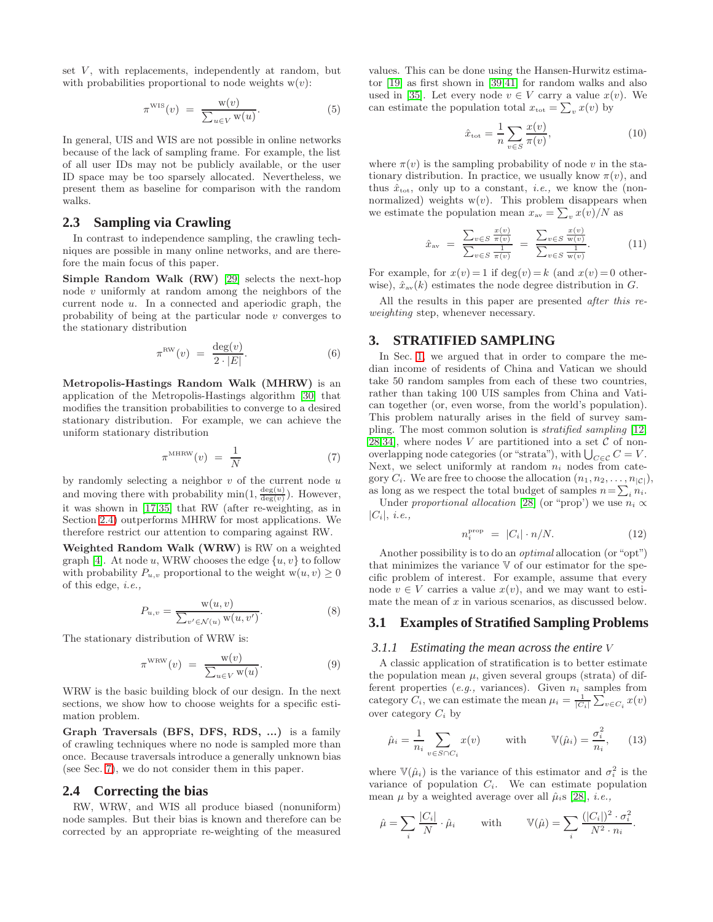set $V$, with replacements, independently at random, but with probabilities proportional to node weights $\mathrm{w}(v)$:

$$\pi^{\text{WIS}}(v) \;=\; \frac{\mathrm{w}(v)}{\sum_{u \in V} \mathrm{w}(u)}. \tag{5}$$

In general, UIS and WIS are not possible in online networks because of the lack of sampling frame. For example, the list of all user IDs may not be publicly available, or the user ID space may be too sparsely allocated. Nevertheless, we present them as baseline for comparison with the random walks.

## 2.3 Sampling via Crawling

In contrast to independence sampling, the crawling techniques are possible in many online networks, and are therefore the main focus of this paper.

**Simple Random Walk (RW)** [29] selects the next-hop node $v$ uniformly at random among the neighbors of the current node $u$. In a connected and aperiodic graph, the probability of being at the particular node $v$ converges to the stationary distribution

$$\pi^{\text{RW}}(v) \;=\; \frac{\deg(v)}{2 \cdot |E|}. \tag{6}$$

**Metropolis-Hastings Random Walk (MHRW)** is an application of the Metropolis-Hastings algorithm [30] that modifies the transition probabilities to converge to a desired stationary distribution. For example, we can achieve the uniform stationary distribution

$$\pi^{\text{MHRW}}(v) \;=\; \frac{1}{N} \tag{7}$$

by randomly selecting a neighbor $v$ of the current node $u$ and moving there with probability $\min(1, \frac{\deg(u)}{\deg(v)})$. However, it was shown in [17,35] that RW (after re-weighting, as in Section 2.4) outperforms MHRW for most applications. We therefore restrict our attention to comparing against RW.

**Weighted Random Walk (WRW)** is RW on a weighted graph [4]. At node $u$, WRW chooses the edge $\{u,v\}$ to follow with probability $P_{u,v}$ proportional to the weight $\mathrm{w}(u,v) \geq 0$ of this edge, *i.e.,*

$$P_{u,v} = \frac{\mathrm{w}(u,v)}{\sum_{v' \in \mathcal{N}(u)} \mathrm{w}(u,v')}. \tag{8}$$

The stationary distribution of WRW is:

$$\pi^{\text{WRW}}(v) \;=\; \frac{\mathrm{w}(v)}{\sum_{u \in V} \mathrm{w}(u)}. \tag{9}$$

WRW is the basic building block of our design. In the next sections, we show how to choose weights for a specific estimation problem.

**Graph Traversals (BFS, DFS, RDS, ...)** is a family of crawling techniques where no node is sampled more than once. Because traversals introduce a generally unknown bias (see Sec. 7), we do not consider them in this paper.

## 2.4 Correcting the bias

RW, WRW, and WIS all produce biased (nonuniform) node samples. But their bias is known and therefore can be corrected by an appropriate re-weighting of the measured values. This can be done using the Hansen-Hurwitz estimator [19] as first shown in [39,41] for random walks and also used in [35]. Let every node $v \in V$ carry a value $x(v)$. We can estimate the population total $x_{\text{tot}} = \sum_v x(v)$ by

$$\hat{x}_{\text{tot}} = \frac{1}{n} \sum_{v \in S} \frac{x(v)}{\pi(v)}, \tag{10}$$

where $\pi(v)$ is the sampling probability of node $v$ in the stationary distribution. In practice, we usually know $\pi(v)$, and thus $\hat{x}_{\text{tot}}$, only up to a constant, *i.e.,* we know the (non-normalized) weights $\mathrm{w}(v)$. This problem disappears when we estimate the population mean $x_{\text{av}} = \sum_v x(v)/N$ as

$$\hat{x}_{\text{av}} \;=\; \frac{\sum_{v \in S} \frac{x(v)}{\pi(v)}}{\sum_{v \in S} \frac{1}{\pi(v)}} \;=\; \frac{\sum_{v \in S} \frac{x(v)}{\mathrm{w}(v)}}{\sum_{v \in S} \frac{1}{\mathrm{w}(v)}}. \tag{11}$$

For example, for $x(v) = 1$ if $\deg(v) = k$ (and $x(v) = 0$ otherwise), $\hat{x}_{\text{av}}(k)$ estimates the node degree distribution in $G$.

All the results in this paper are presented *after this re-weighting* step, whenever necessary.

# 3. STRATIFIED SAMPLING

In Sec. 1, we argued that in order to compare the median income of residents of China and Vatican we should take 50 random samples from each of these two countries, rather than taking 100 UIS samples from China and Vatican together (or, even worse, from the world's population). This problem naturally arises in the field of survey sampling. The most common solution is *stratified sampling* [12, 28,34], where nodes $V$ are partitioned into a set $\mathcal{C}$ of non-overlapping node categories (or "strata"), with $\bigcup_{C \in \mathcal{C}} C = V$. Next, we select uniformly at random $n_i$ nodes from category $C_i$. We are free to choose the allocation $(n_1, n_2, \ldots, n_{|\mathcal{C}|})$, as long as we respect the total budget of samples $n = \sum_i n_i$.

Under *proportional allocation* [28] (or "prop") we use $n_i \propto |C_i|$, *i.e.,*

$$n_i^{\text{prop}} \;=\; |C_i| \cdot n/N. \tag{12}$$

Another possibility is to do an *optimal* allocation (or "opt") that minimizes the variance $\mathbb{V}$ of our estimator for the specific problem of interest. For example, assume that every node $v \in V$ carries a value $x(v)$, and we may want to estimate the mean of $x$ in various scenarios, as discussed below.

## 3.1 Examples of Stratified Sampling Problems

### 3.1.1 Estimating the mean across the entire $V$

A classic application of stratification is to better estimate the population mean $\mu$, given several groups (strata) of different properties (*e.g.,* variances). Given $n_i$ samples from category $C_i$, we can estimate the mean $\mu_i = \frac{1}{|C_i|} \sum_{v \in C_i} x(v)$ over category $C_i$ by

$$\hat{\mu}_i = \frac{1}{n_i} \sum_{v \in S \cap C_i} x(v) \qquad \text{with} \qquad \mathbb{V}(\hat{\mu}_i) = \frac{\sigma_i^2}{n_i}, \tag{13}$$

where $\mathbb{V}(\hat{\mu}_i)$ is the variance of this estimator and $\sigma_i^2$ is the variance of population $C_i$. We can estimate population mean $\mu$ by a weighted average over all $\hat{\mu}_i$s [28], *i.e.,*

$$\hat{\mu} = \sum_i \frac{|C_i|}{N} \cdot \hat{\mu}_i \qquad \text{with} \qquad \mathbb{V}(\hat{\mu}) = \sum_i \frac{(|C_i|)^2 \cdot \sigma_i^2}{N^2 \cdot n_i}.$$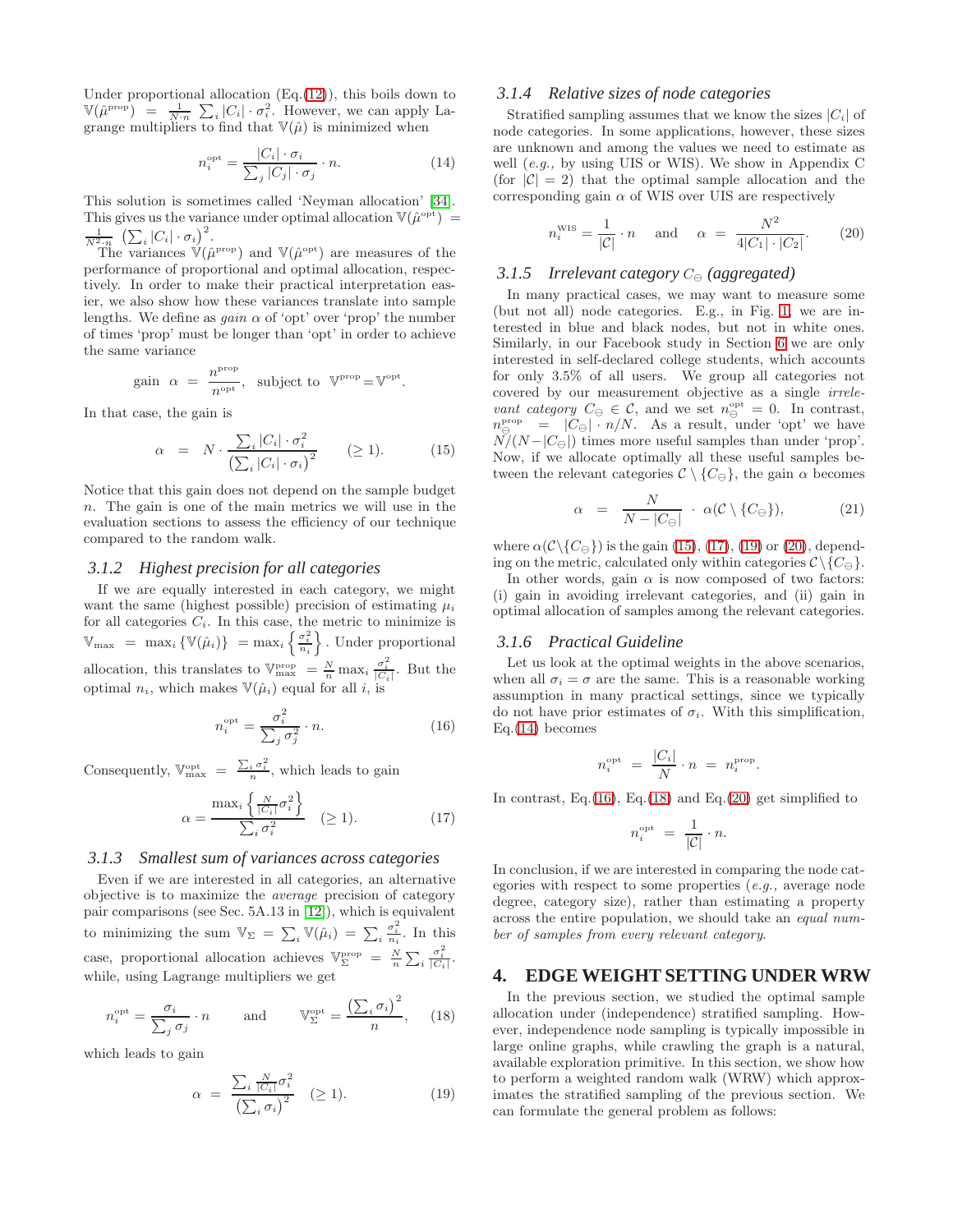Under proportional allocation (Eq.(12)), this boils down to $\mathbb{V}(\hat{\mu}^{\text{prop}}) = \frac{1}{N \cdot n} \sum_i |C_i| \cdot \sigma_i^2$. However, we can apply Lagrange multipliers to find that $\mathbb{V}(\hat{\mu})$ is minimized when

$$n_i^{\text{opt}} = \frac{|C_i| \cdot \sigma_i}{\sum_j |C_j| \cdot \sigma_j} \cdot n. \tag{14}$$

This solution is sometimes called 'Neyman allocation' [34]. This gives us the variance under optimal allocation $\mathbb{V}(\hat{\mu}^{\text{opt}}) = \frac{1}{N^2 \cdot n} \left(\sum_i |C_i| \cdot \sigma_i\right)^2$.

The variances $\mathbb{V}(\hat{\mu}^{\text{prop}})$ and $\mathbb{V}(\hat{\mu}^{\text{opt}})$ are measures of the performance of proportional and optimal allocation, respectively. In order to make their practical interpretation easier, we also show how these variances translate into sample lengths. We define as *gain* $\alpha$ of 'opt' over 'prop' the number of times 'prop' must be longer than 'opt' in order to achieve the same variance

$$\text{gain} \;\; \alpha \;=\; \frac{n^{\text{prop}}}{n^{\text{opt}}}, \;\; \text{subject to} \;\; \mathbb{V}^{\text{prop}} = \mathbb{V}^{\text{opt}}.$$

In that case, the gain is

$$\alpha \;=\; N \cdot \frac{\sum_i |C_i| \cdot \sigma_i^2}{\left(\sum_i |C_i| \cdot \sigma_i\right)^2} \qquad (\geq 1). \tag{15}$$

Notice that this gain does not depend on the sample budget $n$. The gain is one of the main metrics we will use in the evaluation sections to assess the efficiency of our technique compared to the random walk.

### 3.1.2 Highest precision for all categories

If we are equally interested in each category, we might want the same (highest possible) precision of estimating $\mu_i$ for all categories $C_i$. In this case, the metric to minimize is $\mathbb{V}_{\max} \;=\; \max_i \{\mathbb{V}(\hat{\mu}_i)\} \;=\max_i \left\{\frac{\sigma_i^2}{n_i}\right\}$. Under proportional allocation, this translates to $\mathbb{V}_{\max}^{\text{prop}} = \frac{N}{n} \max_i \frac{\sigma_i^2}{|C_i|}$. But the optimal $n_i$, which makes $\mathbb{V}(\hat{\mu}_i)$ equal for all $i$, is

$$n_i^{\text{opt}} = \frac{\sigma_i^2}{\sum_j \sigma_j^2} \cdot n. \tag{16}$$

Consequently, $\mathbb{V}_{\max}^{\text{opt}} = \frac{\sum_i \sigma_i^2}{n}$, which leads to gain

$$\alpha = \frac{\max_i \left\{\frac{N}{|C_i|}\sigma_i^2\right\}}{\sum_i \sigma_i^2} \quad (\geq 1). \tag{17}$$

### 3.1.3 Smallest sum of variances across categories

Even if we are interested in all categories, an alternative objective is to maximize the *average* precision of category pair comparisons (see Sec. 5A.13 in [12]), which is equivalent to minimizing the sum $\mathbb{V}_\Sigma = \sum_i \mathbb{V}(\hat{\mu}_i) = \sum_i \frac{\sigma_i^2}{n_i}$. In this case, proportional allocation achieves $\mathbb{V}_\Sigma^{\text{prop}} = \frac{N}{n} \sum_i \frac{\sigma_i^2}{|C_i|}$. while, using Lagrange multipliers we get

$$n_i^{\text{opt}} = \frac{\sigma_i}{\sum_j \sigma_j} \cdot n \qquad \text{and} \qquad \mathbb{V}_\Sigma^{\text{opt}} = \frac{\left(\sum_i \sigma_i\right)^2}{n}, \tag{18}$$

which leads to gain

$$\alpha \;=\; \frac{\sum_i \frac{N}{|C_i|}\sigma_i^2}{\left(\sum_i \sigma_i\right)^2} \quad (\geq 1). \tag{19}$$

### 3.1.4 Relative sizes of node categories

Stratified sampling assumes that we know the sizes $|C_i|$ of node categories. In some applications, however, these sizes are unknown and among the values we need to estimate as well (*e.g.,* by using UIS or WIS). We show in Appendix C (for $|\mathcal{C}| = 2$) that the optimal sample allocation and the corresponding gain $\alpha$ of WIS over UIS are respectively

$$n_i^{\text{WIS}} = \frac{1}{|\mathcal{C}|} \cdot n \quad \text{ and } \quad \alpha \;=\; \frac{N^2}{4|C_1| \cdot |C_2|}. \tag{20}$$

### 3.1.5 Irrelevant category $C_\ominus$ (aggregated)

In many practical cases, we may want to measure some (but not all) node categories. E.g., in Fig. 1, we are interested in black and black nodes, but not in white ones. Similarly, in our Facebook study in Section 6 we are only interested in self-declared college students, which accounts for only 3.5% of all users. We group all categories not covered by our measurement objective as a single *irrelevant category* $C_\ominus \in \mathcal{C}$, and we set $n_\ominus^{\text{opt}} = 0$. In contrast, $n_\ominus^{\text{prop}} = |C_\ominus| \cdot n/N$. As a result, under 'opt' we have $N/(N - |C_\ominus|)$ times more useful samples than under 'prop'. Now, if we allocate optimally all these useful samples between the relevant categories $\mathcal{C} \setminus \{C_\ominus\}$, the gain $\alpha$ becomes

$$\alpha \;=\; \frac{N}{N - |C_\ominus|} \;\cdot\; \alpha(\mathcal{C} \setminus \{C_\ominus\}), \tag{21}$$

where $\alpha(\mathcal{C} \setminus \{C_\ominus\})$ is the gain (15), (17), (19) or (20), depending on the metric, calculated only within categories $\mathcal{C} \setminus \{C_\ominus\}$.

In other words, gain $\alpha$ is now composed of two factors: (i) gain in avoiding irrelevant categories, and (ii) gain in optimal allocation of samples among the relevant categories.

### 3.1.6 Practical Guideline

Let us look at the optimal weights in the above scenarios, when all $\sigma_i = \sigma$ are the same. This is a reasonable working assumption in many practical settings, since we typically do not have prior estimates of $\sigma_i$. With this simplification, Eq.(14) becomes

$$n_i^{\text{opt}} \;=\; \frac{|C_i|}{N} \cdot n \;=\; n_i^{\text{prop}}.$$

In contrast, Eq.(16), Eq.(18) and Eq.(20) get simplified to

$$n_i^{\text{opt}} \;=\; \frac{1}{|\mathcal{C}|} \cdot n.$$

In conclusion, if we are interested in comparing the node categories with respect to some properties (*e.g.,* average node degree, category size), rather than estimating a property across the entire population, we should take an *equal number of samples from every relevant category*.

## 4. EDGE WEIGHT SETTING UNDER WRW

In the previous section, we studied the optimal sample allocation under (independence) stratified sampling. However, independence node sampling is typically impossible in large online graphs, while crawling the graph is a natural, available exploration primitive. In this section, we show how to perform a weighted random walk (WRW) which approximates the stratified sampling of the previous section. We can formulate the general problem as follows: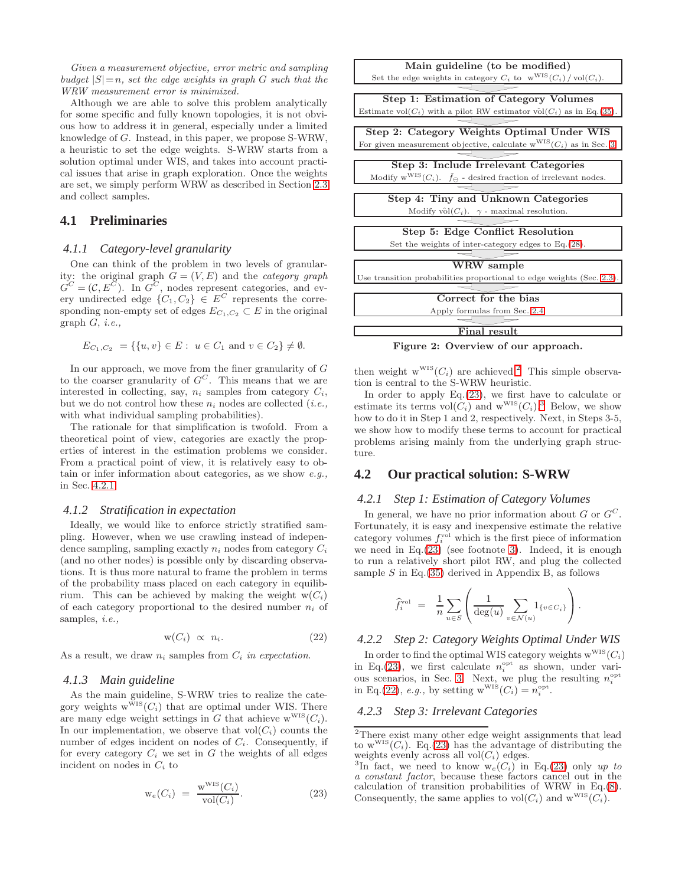*Given a measurement objective, error metric and sampling budget $|S|=n$, set the edge weights in graph $G$ such that the WRW measurement error is minimized.*

Although we are able to solve this problem analytically for some specific and fully known topologies, it is not obvious how to address it in general, especially under a limited knowledge of $G$. Instead, in this paper, we propose S-WRW, a heuristic to set the edge weights. S-WRW starts from a solution optimal under WIS, and takes into account practical issues that arise in graph exploration. Once the weights are set, we simply perform WRW as described in Section 2.3 and collect samples.

## 4.1 Preliminaries

### 4.1.1 Category-level granularity

One can think of the problem in two levels of granularity: the original graph $G=(V,E)$ and the *category graph* $G^C=(\mathcal{C},E^C)$. In $G^C$, nodes represent categories, and every undirected edge $\{C_1,C_2\}\in E^C$ represents the corresponding non-empty set of edges $E_{C_1,C_2}\subset E$ in the original graph $G$, *i.e.,*

$$E_{C_1,C_2} \;=\{\{u,v\}\in E:\; u\in C_1 \text{ and } v\in C_2\}\neq\emptyset.$$

In our approach, we move from the finer granularity of $G$ to the coarser granularity of $G^C$. This means that we are interested in collecting, say, $n_i$ samples from category $C_i$, but we do not control how these $n_i$ nodes are collected (*i.e.,* with what individual sampling probabilities).

The rationale for that simplification is twofold. From a theoretical point of view, categories are exactly the properties of interest in the estimation problems we consider. From a practical point of view, it is relatively easy to obtain or infer information about categories, as we show *e.g.,* in Sec. 4.2.1.

### 4.1.2 Stratification in expectation

Ideally, we would like to enforce strictly stratified sampling. However, when we use crawling instead of independence sampling, sampling exactly $n_i$ nodes from category $C_i$ (and no other nodes) is possible only by discarding observations. It is thus more natural to frame the problem in terms of the probability mass placed on each category in equilibrium. This can be achieved by making the weight $\mathrm{w}(C_i)$ of each category proportional to the desired number $n_i$ of samples, *i.e.,*

$$\mathrm{w}(C_i)\;\propto\; n_i. \tag{22}$$

As a result, we draw $n_i$ samples from $C_i$ *in expectation*.

### 4.1.3 Main guideline

As the main guideline, S-WRW tries to realize the category weights $\mathrm{w}^{\mathrm{WIS}}(C_i)$ that are optimal under WIS. There are many edge weight settings in $G$ that achieve $\mathrm{w}^{\mathrm{WIS}}(C_i)$. In our implementation, we observe that $\mathrm{vol}(C_i)$ counts the number of edges incident on nodes of $C_i$. Consequently, for every category $C_i$ we set in $G$ the weights of all edges incident on nodes in $C_i$ to

$$\mathrm{w}_e(C_i)\;=\;\frac{\mathrm{w}^{\mathrm{WIS}}(C_i)}{\mathrm{vol}(C_i)}. \tag{23}$$

**Main guideline (to be modified)**
Set the edge weights in category $C_i$ to $\mathrm{w}^{\mathrm{WIS}}(C_i)\,/\,\mathrm{vol}(C_i)$.

**Step 1: Estimation of Category Volumes**
Estimate $\mathrm{vol}(C_i)$ with a pilot RW estimator $\hat{\mathrm{vol}}(C_i)$ as in Eq.(35).

**Step 2: Category Weights Optimal Under WIS**
For given measurement objective, calculate $\mathrm{w}^{\mathrm{WIS}}(C_i)$ as in Sec. 3

**Step 3: Include Irrelevant Categories**
Modify $\mathrm{w}^{\mathrm{WIS}}(C_i)$. $\tilde{f}_{\ominus}$ - desired fraction of irrelevant nodes.

**Step 4: Tiny and Unknown Categories**
Modify $\hat{\mathrm{vol}}(C_i)$. $\gamma$ - maximal resolution.

**Step 5: Edge Conflict Resolution**
Set the weights of inter-category edges to Eq.(28).

**WRW sample**
Use transition probabilities proportional to edge weights (Sec. 2.3).

**Correct for the bias**
Apply formulas from Sec. 2.4

**Final result**

**Figure 2: Overview of our approach.**

then weight $\mathrm{w}^{\mathrm{WIS}}(C_i)$ are achieved.[2] This simple observation is central to the S-WRW heuristic.

In order to apply Eq.(23), we first have to calculate or estimate its terms $\mathrm{vol}(C_i)$ and $\mathrm{w}^{\mathrm{WIS}}(C_i)$.[3] Below, we show how to do it in Step 1 and 2, respectively. Next, in Steps 3-5, we show how to modify these terms to account for practical problems arising mainly from the underlying graph structure.

## 4.2 Our practical solution: S-WRW

### 4.2.1 Step 1: Estimation of Category Volumes

In general, we have no prior information about $G$ or $G^C$. Fortunately, it is easy and inexpensive estimate the relative category volumes $f_i^{\mathrm{vol}}$ which is the first piece of information we need in Eq.(23) (see footnote 3). Indeed, it is enough to run a relatively short pilot RW, and plug the collected sample $S$ in Eq.(35) derived in Appendix B, as follows

$$\widehat{f}_i^{\mathrm{vol}}\;=\;\frac{1}{n}\sum_{u\in S}\left(\frac{1}{\deg(u)}\sum_{v\in\mathcal{N}(u)}1_{\{v\in C_i\}}\right).$$

### 4.2.2 Step 2: Category Weights Optimal Under WIS

In order to find the optimal WIS category weights $\mathrm{w}^{\mathrm{WIS}}(C_i)$ in Eq.(23), we first calculate $n_i^{\mathrm{opt}}$ as shown, under various scenarios, in Sec. 3. Next, we plug the resulting $n_i^{\mathrm{opt}}$ in Eq.(22), *e.g.,* by setting $\mathrm{w}^{\mathrm{WIS}}(C_i)=n_i^{\mathrm{opt}}$.

### 4.2.3 Step 3: Irrelevant Categories

[2] There exist many other edge weight assignments that lead to $\mathrm{w}^{\mathrm{WIS}}(C_i)$. Eq.(23) has the advantage of distributing the weights evenly across all $\mathrm{vol}(C_i)$ edges.

[3] In fact, we need to know $\mathrm{w}_e(C_i)$ in Eq.(23) only *up to a constant factor*, because these factors cancel out in the calculation of transition probabilities of WRW in Eq.(8). Consequently, the same applies to $\mathrm{vol}(C_i)$ and $\mathrm{w}^{\mathrm{WIS}}(C_i)$.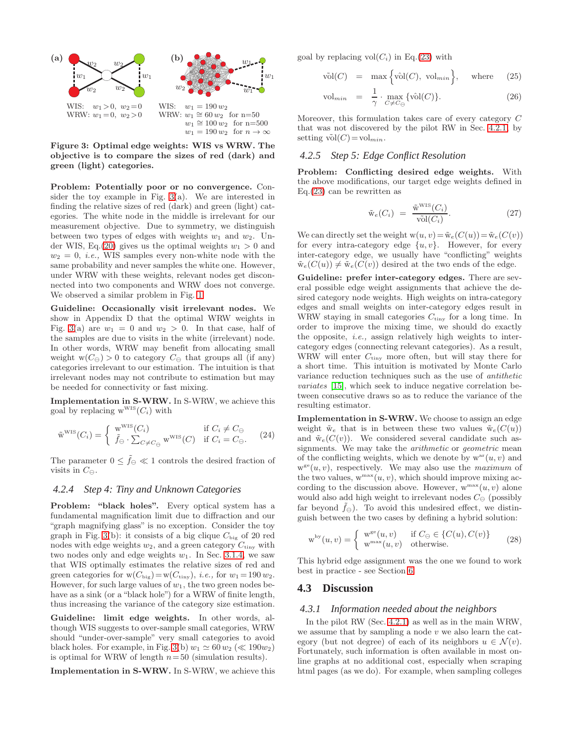(a) WIS: $w_1 > 0,\ w_2 = 0$ WRW: $w_1 = 0,\ w_2 > 0$

(b) WIS: $w_1 = 190\, w_2$ WRW: $w_1 \cong 60\, w_2$ for n=50; $w_1 \cong 100\, w_2$ for n=500; $w_1 = 190\, w_2$ for $n \to \infty$

**Figure 3: Optimal edge weights: WIS vs WRW. The objective is to compare the sizes of red (dark) and green (light) categories.**

**Problem: Potentially poor or no convergence.** Consider the toy example in Fig. 3(a). We are interested in finding the relative sizes of red (dark) and green (light) categories. The white node in the middle is irrelevant for our measurement objective. Due to symmetry, we distinguish between two types of edges with weights $w_1$ and $w_2$. Under WIS, Eq.(20) gives us the optimal weights $w_1 > 0$ and $w_2 = 0$, *i.e.,* WIS samples every non-white node with the same probability and never samples the white one. However, under WRW with these weights, relevant nodes get disconnected into two components and WRW does not converge. We observed a similar problem in Fig. 1.

**Guideline: Occasionally visit irrelevant nodes.** We show in Appendix D that the optimal WRW weights in Fig. 3(a) are $w_1 = 0$ and $w_2 > 0$. In that case, half of the samples are due to visits in the white (irrelevant) node. In other words, WRW may benefit from allocating small weight $\mathrm{w}(C_\ominus) > 0$ to category $C_\ominus$ that groups all (if any) categories irrelevant to our estimation. The intuition is that irrelevant nodes may not contribute to estimation but may be needed for connectivity or fast mixing.

**Implementation in S-WRW.** In S-WRW, we achieve this goal by replacing $\mathrm{w}^{\mathrm{WIS}}(C_i)$ with

$$\tilde{\mathrm{w}}^{\mathrm{WIS}}(C_i) = \begin{cases} \mathrm{w}^{\mathrm{WIS}}(C_i) & \text{if } C_i \neq C_\ominus \\ \tilde{f}_\ominus \cdot \sum_{C \neq C_\ominus} \mathrm{w}^{\mathrm{WIS}}(C) & \text{if } C_i = C_\ominus. \end{cases} \quad (24)$$

The parameter $0 \leq \tilde{f}_\ominus \ll 1$ controls the desired fraction of visits in $C_\ominus$.

### 4.2.4 Step 4: Tiny and Unknown Categories

**Problem: "black holes".** Every optical system has a fundamental magnification limit due to diffraction and our "graph magnifying glass" is no exception. Consider the toy graph in Fig. 3(b): it consists of a big clique $C_{\mathrm{big}}$ of 20 red nodes with edge weights $w_2$, and a green category $C_{\mathrm{tiny}}$ with two nodes only and edge weights $w_1$. In Sec. 3.1.4, we saw that WIS optimally estimates the relative sizes of red and green categories for $\mathrm{w}(C_{\mathrm{big}}) = \mathrm{w}(C_{\mathrm{tiny}})$, *i.e.,* for $w_1 = 190\, w_2$. However, for such large values of $w_1$, the two green nodes behave as a sink (or a "black hole") for a WRW of finite length, thus increasing the variance of the category size estimation.

**Guideline: limit edge weights.** In other words, although WIS suggests to over-sample small categories, WRW should "under-over-sample" very small categories to avoid black holes. For example, in Fig. 3(b) $w_1 \simeq 60\, w_2$ ($\ll 190 w_2$) is optimal for WRW of length $n = 50$ (simulation results).

**Implementation in S-WRW.** In S-WRW, we achieve this goal by replacing $\mathrm{vol}(C_i)$ in Eq.(23) with

$$\tilde{\mathrm{vol}}(C) = \max\left\{\hat{\mathrm{vol}}(C),\ \mathrm{vol}_{min}\right\}, \quad \text{where} \quad (25)$$

$$\mathrm{vol}_{min} = \frac{1}{\gamma} \cdot \max_{C \neq C_\ominus} \{\hat{\mathrm{vol}}(C)\}. \quad (26)$$

Moreover, this formulation takes care of every category $C$ that was not discovered by the pilot RW in Sec. 4.2.1, by setting $\tilde{\mathrm{vol}}(C) = \mathrm{vol}_{min}$.

### 4.2.5 Step 5: Edge Conflict Resolution

**Problem: Conflicting desired edge weights.** With the above modifications, our target edge weights defined in Eq.(23) can be rewritten as

$$\tilde{\mathrm{w}}_e(C_i) = \frac{\tilde{\mathrm{w}}^{\mathrm{WIS}}(C_i)}{\tilde{\mathrm{vol}}(C_i)}. \quad (27)$$

We can directly set the weight $\mathrm{w}(u,v) = \tilde{\mathrm{w}}_e(C(u)) = \tilde{\mathrm{w}}_e(C(v))$ for every intra-category edge $\{u, v\}$. However, for every inter-category edge, we usually have "conflicting" weights $\tilde{\mathrm{w}}_e(C(u)) \neq \tilde{\mathrm{w}}_e(C(v))$ desired at the two ends of the edge.

**Guideline: prefer inter-category edges.** There are several possible edge weight assignments that achieve the desired category node weights. High weights on intra-category edges and small weights on inter-category edges result in WRW staying in small categories $C_{\mathrm{tiny}}$ for a long time. In order to improve the mixing time, we should do exactly the opposite, *i.e.,* assign relatively high weights to inter-category edges (connecting relevant categories). As a result, WRW will enter $C_{\mathrm{tiny}}$ more often, but will stay there for a short time. This intuition is motivated by Monte Carlo variance reduction techniques such as the use of *antithetic variates* [15], which seek to induce negative correlation between consecutive draws so as to reduce the variance of the resulting estimator.

**Implementation in S-WRW.** We choose to assign an edge weight $\tilde{\mathrm{w}}_e$ that is in between these two values $\tilde{\mathrm{w}}_e(C(u))$ and $\tilde{\mathrm{w}}_e(C(v))$. We considered several candidate such assignments. We may take the *arithmetic* or *geometric* mean of the conflicting weights, which we denote by $\mathrm{w}^{\mathrm{ar}}(u,v)$ and $\mathrm{w}^{\mathrm{ge}}(u,v)$, respectively. We may also use the *maximum* of the two values, $\mathrm{w}^{\max}(u,v)$, which should improve mixing according to the discussion above. However, $\mathrm{w}^{\max}(u,v)$ alone would also add high weight to irrelevant nodes $C_\ominus$ (possibly far beyond $\tilde{f}_\ominus$). To avoid this undesired effect, we distinguish between the two cases by defining a hybrid solution:

$$\mathrm{w}^{\mathrm{hy}}(u,v) = \begin{cases} \mathrm{w}^{\mathrm{ge}}(u,v) & \text{if } C_\ominus \in \{C(u), C(v)\} \\ \mathrm{w}^{\max}(u,v) & \text{otherwise.} \end{cases} \quad (28)$$

This hybrid edge assignment was the one we found to work best in practice - see Section 6.

## 4.3 Discussion

### 4.3.1 Information needed about the neighbors

In the pilot RW (Sec. 4.2.1) as well as in the main WRW, we assume that by sampling a node $v$ we also learn the category (but not degree) of each of its neighbors $u \in \mathcal{N}(v)$. Fortunately, such information is often available in most online graphs at no additional cost, especially when scraping html pages (as we do). For example, when sampling colleges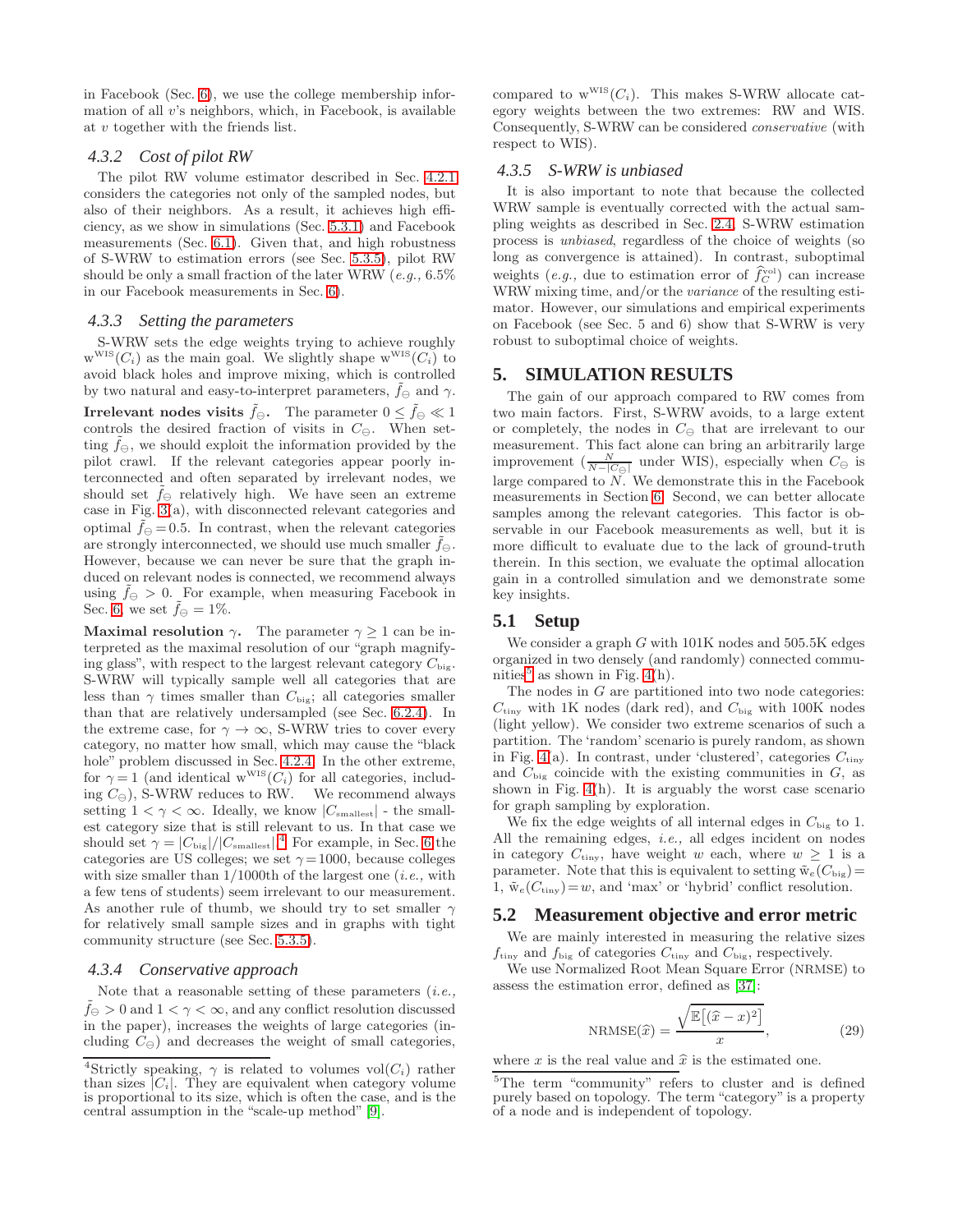in Facebook (Sec. 6), we use the college membership information of all $v$'s neighbors, which, in Facebook, is available at $v$ together with the friends list.

### 4.3.2 Cost of pilot RW

The pilot RW volume estimator described in Sec. 4.2.1 considers the categories not only of the sampled nodes, but also of their neighbors. As a result, it achieves high efficiency, as we show in simulations (Sec. 5.3.1) and Facebook measurements (Sec. 6.1). Given that, and high robustness of S-WRW to estimation errors (see Sec. 5.3.5), pilot RW should be only a small fraction of the later WRW (*e.g.,* 6.5% in our Facebook measurements in Sec. 6).

### 4.3.3 Setting the parameters

S-WRW sets the edge weights trying to achieve roughly $w^{WIS}(C_i)$ as the main goal. We slightly shape $w^{WIS}(C_i)$ to avoid black holes and improve mixing, which is controlled by two natural and easy-to-interpret parameters, $\tilde{f}_{\ominus}$ and $\gamma$.

**Irrelevant nodes visits $\tilde{f}_{\ominus}$.** The parameter $0 \leq \tilde{f}_{\ominus} \ll 1$ controls the desired fraction of visits in $C_{\ominus}$. When setting $\tilde{f}_{\ominus}$, we should exploit the information provided by the pilot crawl. If the relevant categories appear poorly interconnected and often separated by irrelevant nodes, we should set $\tilde{f}_{\ominus}$ relatively high. We have seen an extreme case in Fig. 3(a), with disconnected relevant categories and optimal $\tilde{f}_{\ominus} = 0.5$. In contrast, when the relevant categories are strongly interconnected, we should use much smaller $\tilde{f}_{\ominus}$. However, because we can never be sure that the graph induced on relevant nodes is connected, we recommend always using $\tilde{f}_{\ominus} > 0$. For example, when measuring Facebook in Sec. 6, we set $\tilde{f}_{\ominus} = 1\%$.

**Maximal resolution $\gamma$.** The parameter $\gamma \geq 1$ can be interpreted as the maximal resolution of our "graph magnifying glass", with respect to the largest relevant category $C_{\text{big}}$. S-WRW will typically sample well all categories that are less than $\gamma$ times smaller than $C_{\text{big}}$; all categories smaller than that are relatively undersampled (see Sec. 6.2.4). In the extreme case, for $\gamma \to \infty$, S-WRW tries to cover every category, no matter how small, which may cause the "black hole" problem discussed in Sec. 4.2.4. In the other extreme, for $\gamma = 1$ (and identical $w^{WIS}(C_i)$ for all categories, including $C_{\ominus}$), S-WRW reduces to RW. We recommend always setting $1 < \gamma < \infty$. Ideally, we know $|C_{\text{smallest}}|$ - the smallest category size that is still relevant to us. In that case we should set $\gamma = |C_{\text{big}}|/|C_{\text{smallest}}|$.[4] For example, in Sec. 6 the categories are US colleges; we set $\gamma = 1000$, because colleges with size smaller than 1/1000th of the largest one (*i.e.,* with a few tens of students) seem irrelevant to our measurement. As another rule of thumb, we should try to set smaller $\gamma$ for relatively small sample sizes and in graphs with tight community structure (see Sec. 5.3.5).

### 4.3.4 Conservative approach

Note that a reasonable setting of these parameters (*i.e.,* $\tilde{f}_{\ominus} > 0$ and $1 < \gamma < \infty$, and any conflict resolution discussed in the paper), increases the weights of large categories (including $C_{\ominus}$) and decreases the weight of small categories, compared to $w^{WIS}(C_i)$. This makes S-WRW allocate category weights between the two extremes: RW and WIS. Consequently, S-WRW can be considered *conservative* (with respect to WIS).

### 4.3.5 S-WRW is unbiased

It is also important to note that because the collected WRW sample is eventually corrected with the actual sampling weights as described in Sec. 2.4, S-WRW estimation process is *unbiased*, regardless of the choice of weights (so long as convergence is attained). In contrast, suboptimal weights (*e.g.,* due to estimation error of $\widehat{f}_C^{\text{vol}}$) can increase WRW mixing time, and/or the *variance* of the resulting estimator. However, our simulations and empirical experiments on Facebook (see Sec. 5 and 6) show that S-WRW is very robust to suboptimal choice of weights.

## 5. SIMULATION RESULTS

The gain of our approach compared to RW comes from two main factors. First, S-WRW avoids, to a large extent or completely, the nodes in $C_{\ominus}$ that are irrelevant to our measurement. This fact alone can bring an arbitrarily large improvement ($\frac{N}{N-|C_{\ominus}|}$ under WIS), especially when $C_{\ominus}$ is large compared to $N$. We demonstrate this in the Facebook measurements in Section 6. Second, we can better allocate samples among the relevant categories. This factor is observable in our Facebook measurements as well, but it is more difficult to evaluate due to the lack of ground-truth therein. In this section, we evaluate the optimal allocation gain in a controlled simulation and we demonstrate some key insights.

### 5.1 Setup

We consider a graph $G$ with 101K nodes and 505.5K edges organized in two densely (and randomly) connected communities[5] as shown in Fig. 4(h).

The nodes in $G$ are partitioned into two node categories: $C_{\text{tiny}}$ with 1K nodes (dark red), and $C_{\text{big}}$ with 100K nodes (light yellow). We consider two extreme scenarios of such a partition. The 'random' scenario is purely random, as shown in Fig. 4(a). In contrast, under 'clustered', categories $C_{\text{tiny}}$ and $C_{\text{big}}$ coincide with the existing communities in $G$, as shown in Fig. 4(h). It is arguably the worst case scenario for graph sampling by exploration.

We fix the edge weights of all internal edges in $C_{\text{big}}$ to 1. All the remaining edges, *i.e.,* all edges incident on nodes in category $C_{\text{tiny}}$, have weight $w$ each, where $w \geq 1$ is a parameter. Note that this is equivalent to setting $\tilde{w}_e(C_{\text{big}}) = 1$, $\tilde{w}_e(C_{\text{tiny}}) = w$, and 'max' or 'hybrid' conflict resolution.

### 5.2 Measurement objective and error metric

We are mainly interested in measuring the relative sizes $f_{\text{tiny}}$ and $f_{\text{big}}$ of categories $C_{\text{tiny}}$ and $C_{\text{big}}$, respectively.

We use Normalized Root Mean Square Error (NRMSE) to assess the estimation error, defined as [37]:

$$\text{NRMSE}(\widehat{x}) = \frac{\sqrt{\mathbb{E}\left[(\widehat{x} - x)^2\right]}}{x}, \tag{29}$$

where $x$ is the real value and $\widehat{x}$ is the estimated one.

---

[4] Strictly speaking, $\gamma$ is related to volumes $\text{vol}(C_i)$ rather than sizes $|C_i|$. They are equivalent when category volume is proportional to its size, which is often the case, and is the central assumption in the "scale-up method" [9].

[5] The term "community" refers to cluster and is defined purely based on topology. The term "category" is a property of a node and is independent of topology.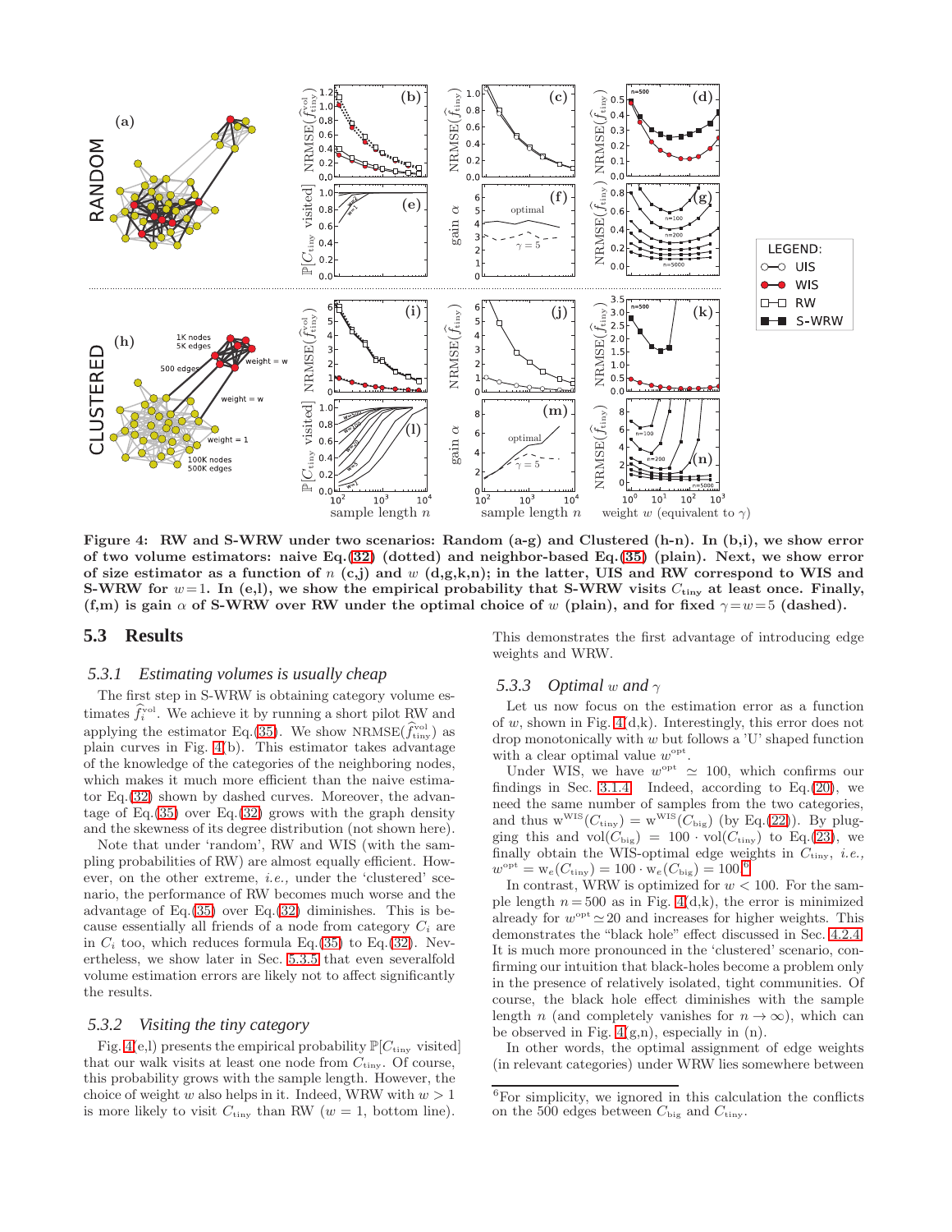**Figure 4: RW and S-WRW under two scenarios: Random (a-g) and Clustered (h-n). In (b,i), we show error of two volume estimators: naive Eq.(32) (dotted) and neighbor-based Eq.(35) (plain). Next, we show error of size estimator as a function of $n$ (c,j) and $w$ (d,g,k,n); in the latter, UIS and RW correspond to WIS and S-WRW for $w=1$. In (e,l), we show the empirical probability that S-WRW visits $C_{\text{tiny}}$ at least once. Finally, (f,m) is gain $\alpha$ of S-WRW over RW under the optimal choice of $w$ (plain), and for fixed $\gamma=w=5$ (dashed).**

## 5.3 Results

### 5.3.1 Estimating volumes is usually cheap

The first step in S-WRW is obtaining category volume estimates $\widehat{f}_i^{\text{vol}}$. We achieve it by running a short pilot RW and applying the estimator Eq.(35). We show $\text{NRMSE}(\widehat{f}_{\text{tiny}}^{\text{vol}})$ as plain curves in Fig. 4(b). This estimator takes advantage of the knowledge of the categories of the neighboring nodes, which makes it much more efficient than the naive estimator Eq.(32) shown by dashed curves. Moreover, the advantage of Eq.(35) over Eq.(32) grows with the graph density and the skewness of its degree distribution (not shown here).

Note that under 'random', RW and WIS (with the sampling probabilities of RW) are almost equally efficient. However, on the other extreme, *i.e.,* under the 'clustered' scenario, the performance of RW becomes much worse and the advantage of Eq.(35) over Eq.(32) diminishes. This is because essentially all friends of a node from category $C_i$ are in $C_i$ too, which reduces formula Eq.(35) to Eq.(32). Nevertheless, we show later in Sec. 5.3.5 that even severalfold volume estimation errors are likely not to affect significantly the results.

### 5.3.2 Visiting the tiny category

Fig. 4(e,l) presents the empirical probability $\mathbb{P}[C_{\text{tiny}} \text{ visited}]$ that our walk visits at least one node from $C_{\text{tiny}}$. Of course, this probability grows with the sample length. However, the choice of weight $w$ also helps in it. Indeed, WRW with $w>1$ is more likely to visit $C_{\text{tiny}}$ than RW ($w=1$, bottom line). This demonstrates the first advantage of introducing edge weights and WRW.

### 5.3.3 Optimal $w$ and $\gamma$

Let us now focus on the estimation error as a function of $w$, shown in Fig. 4(d,k). Interestingly, this error does not drop monotonically with $w$ but follows a 'U' shaped function with a clear optimal value $w^{\text{opt}}$.

Under WIS, we have $w^{\text{opt}} \simeq 100$, which confirms our findings in Sec. 3.1.4. Indeed, according to Eq.(20), we need the same number of samples from the two categories, and thus $\text{w}^{\text{WIS}}(C_{\text{tiny}}) = \text{w}^{\text{WIS}}(C_{\text{big}})$ (by Eq.(22)). By plugging this and $\text{vol}(C_{\text{big}}) = 100 \cdot \text{vol}(C_{\text{tiny}})$ to Eq.(23), we finally obtain the WIS-optimal edge weights in $C_{\text{tiny}}$, *i.e.,* $w^{\text{opt}} = \text{w}_e(C_{\text{tiny}}) = 100 \cdot \text{w}_e(C_{\text{big}}) = 100$.[6]

In contrast, WRW is optimized for $w<100$. For the sample length $n=500$ as in Fig. 4(d,k), the error is minimized already for $w^{\text{opt}} \simeq 20$ and increases for higher weights. This demonstrates the "black hole" effect discussed in Sec. 4.2.4. It is much more pronounced in the 'clustered' scenario, confirming our intuition that black-holes become a problem only in the presence of relatively isolated, tight communities. Of course, the black hole effect diminishes with the sample length $n$ (and completely vanishes for $n\to\infty$), which can be observed in Fig. 4(g,n), especially in (n).

In other words, the optimal assignment of edge weights (in relevant categories) under WRW lies somewhere between

[6]For simplicity, we ignored in this calculation the conflicts on the 500 edges between $C_{\text{big}}$ and $C_{\text{tiny}}$.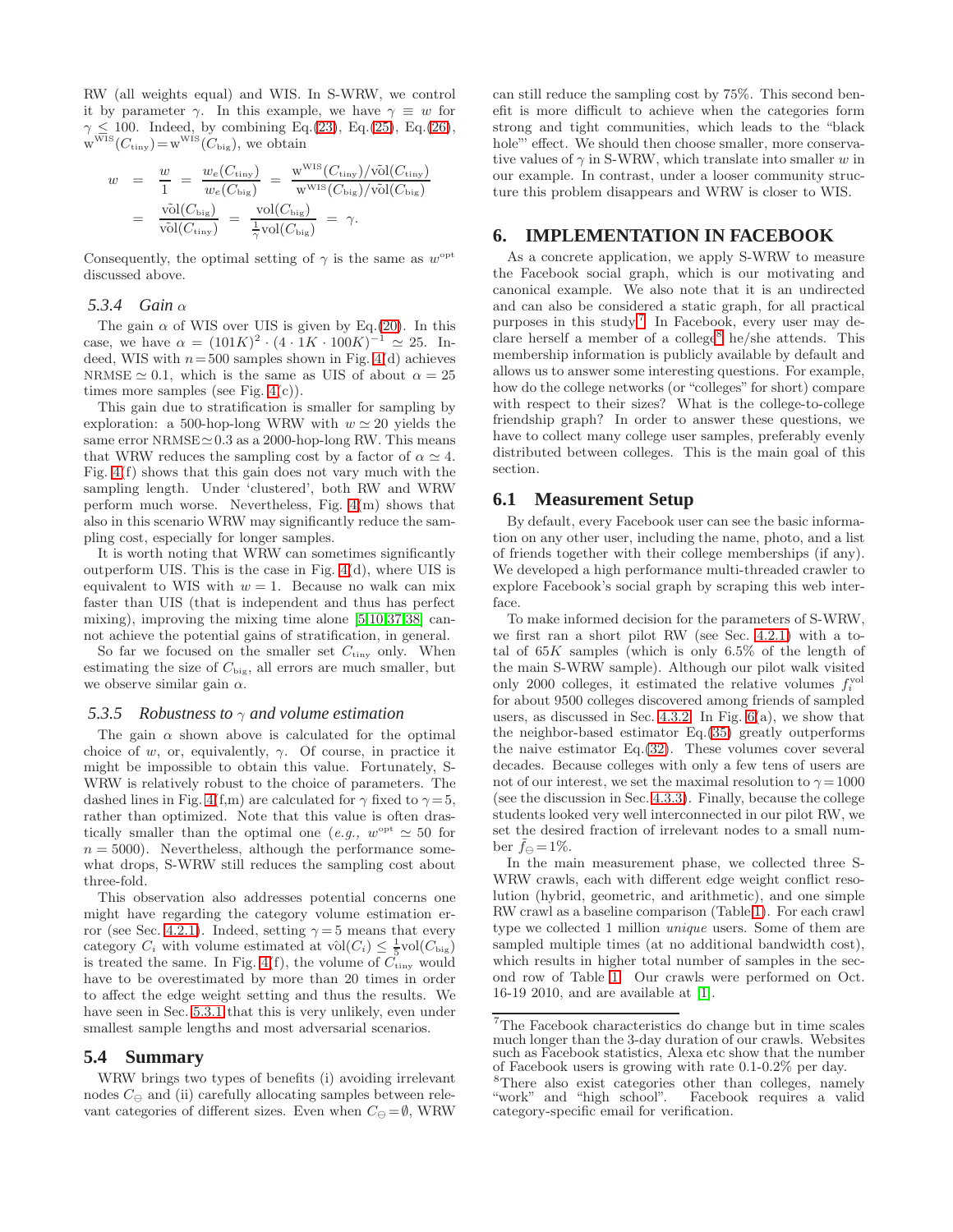RW (all weights equal) and WIS. In S-WRW, we control it by parameter $\gamma$. In this example, we have $\gamma \equiv w$ for $\gamma \leq 100$. Indeed, by combining Eq.(23), Eq.(25), Eq.(26), $\mathrm{w}^{\mathrm{WIS}}(C_{\mathrm{tiny}}) = \mathrm{w}^{\mathrm{WIS}}(C_{\mathrm{big}})$, we obtain

$$
\begin{aligned}
w &= \frac{w}{1} = \frac{w_e(C_{\mathrm{tiny}})}{w_e(C_{\mathrm{big}})} = \frac{\mathrm{w}^{\mathrm{WIS}}(C_{\mathrm{tiny}})/\tilde{\mathrm{vol}}(C_{\mathrm{tiny}})}{\mathrm{w}^{\mathrm{WIS}}(C_{\mathrm{big}})/\tilde{\mathrm{vol}}(C_{\mathrm{big}})} \\
&= \frac{\tilde{\mathrm{vol}}(C_{\mathrm{big}})}{\tilde{\mathrm{vol}}(C_{\mathrm{tiny}})} = \frac{\mathrm{vol}(C_{\mathrm{big}})}{\frac{1}{\gamma}\mathrm{vol}(C_{\mathrm{big}})} = \gamma.
\end{aligned}
$$

Consequently, the optimal setting of $\gamma$ is the same as $w^{\mathrm{opt}}$ discussed above.

### 5.3.4 *Gain* $\alpha$

The gain $\alpha$ of WIS over UIS is given by Eq.(20). In this case, we have $\alpha = (101K)^2 \cdot (4 \cdot 1K \cdot 100K)^{-1} \simeq 25$. Indeed, WIS with $n = 500$ samples shown in Fig. 4(d) achieves NRMSE $\simeq 0.1$, which is the same as UIS of about $\alpha = 25$ times more samples (see Fig. 4(c)).

This gain due to stratification is smaller for sampling by exploration: a 500-hop-long WRW with $w \simeq 20$ yields the same error NRMSE$\simeq 0.3$ as a 2000-hop-long RW. This means that WRW reduces the sampling cost by a factor of $\alpha \simeq 4$. Fig. 4(f) shows that this gain does not vary much with the sampling length. Under 'clustered', both RW and WRW perform much worse. Nevertheless, Fig. 4(m) shows that also in this scenario WRW may significantly reduce the sampling cost, especially for longer samples.

It is worth noting that WRW can sometimes significantly outperform UIS. This is the case in Fig. 4(d), where UIS is equivalent to WIS with $w = 1$. Because no walk can mix faster than UIS (that is independent and thus has perfect mixing), improving the mixing time alone [5,10,37,38] cannot achieve the potential gains of stratification, in general.

So far we focused on the smaller set $C_{\mathrm{tiny}}$ only. When estimating the size of $C_{\mathrm{big}}$, all errors are much smaller, but we observe similar gain $\alpha$.

### 5.3.5 *Robustness to* $\gamma$ *and volume estimation*

The gain $\alpha$ shown above is calculated for the optimal choice of $w$, or, equivalently, $\gamma$. Of course, in practice it might be impossible to obtain this value. Fortunately, S-WRW is relatively robust to the choice of parameters. The dashed lines in Fig. 4(f,m) are calculated for $\gamma$ fixed to $\gamma = 5$, rather than optimized. Note that this value is often drastically smaller than the optimal one (*e.g.*, $w^{\mathrm{opt}} \simeq 50$ for $n = 5000$). Nevertheless, although the performance somewhat drops, S-WRW still reduces the sampling cost about three-fold.

This observation also addresses potential concerns one might have regarding the category volume estimation error (see Sec. 4.2.1). Indeed, setting $\gamma = 5$ means that every category $C_i$ with volume estimated at $\hat{\mathrm{vol}}(C_i) \leq \frac{1}{5}\mathrm{vol}(C_{\mathrm{big}})$ is treated the same. In Fig. 4(f), the volume of $C_{\mathrm{tiny}}$ would have to be overestimated by more than 20 times in order to affect the edge weight setting and thus the results. We have seen in Sec. 5.3.1 that this is very unlikely, even under smallest sample lengths and most adversarial scenarios.

## 5.4 Summary

WRW brings two types of benefits (i) avoiding irrelevant nodes $C_\ominus$ and (ii) carefully allocating samples between relevant categories of different sizes. Even when $C_\ominus = \emptyset$, WRW can still reduce the sampling cost by 75%. This second benefit is more difficult to achieve when the categories form strong and tight communities, which leads to the "black hole"' effect. We should then choose smaller, more conservative values of $\gamma$ in S-WRW, which translate into smaller $w$ in our example. In contrast, under a looser community structure this problem disappears and WRW is closer to WIS.

# 6. IMPLEMENTATION IN FACEBOOK

As a concrete application, we apply S-WRW to measure the Facebook social graph, which is our motivating and canonical example. We also note that it is an undirected and can also be considered a static graph, for all practical purposes in this study[7]. In Facebook, every user may declare herself a member of a college[8] he/she attends. This membership information is publicly available by default and allows us to answer some interesting questions. For example, how do the college networks (or "colleges" for short) compare with respect to their sizes? What is the college-to-college friendship graph? In order to answer these questions, we have to collect many college user samples, preferably evenly distributed between colleges. This is the main goal of this section.

## 6.1 Measurement Setup

By default, every Facebook user can see the basic information on any other user, including the name, photo, and a list of friends together with their college memberships (if any). We developed a high performance multi-threaded crawler to explore Facebook's social graph by scraping this web interface.

To make informed decision for the parameters of S-WRW, we first ran a short pilot RW (see Sec. 4.2.1) with a total of $65K$ samples (which is only 6.5% of the length of the main S-WRW sample). Although our pilot walk visited only 2000 colleges, it estimated the relative volumes $f_i^{\mathrm{vol}}$ for about 9500 colleges discovered among friends of sampled users, as discussed in Sec. 4.3.2. In Fig. 6(a), we show that the neighbor-based estimator Eq.(35) greatly outperforms the naive estimator Eq.(32). These volumes cover several decades. Because colleges with only a few tens of users are not of our interest, we set the maximal resolution to $\gamma = 1000$ (see the discussion in Sec. 4.3.3). Finally, because the college students looked very well interconnected in our pilot RW, we set the desired fraction of irrelevant nodes to a small number $\tilde{f}_\ominus = 1\%$.

In the main measurement phase, we collected three S-WRW crawls, each with different edge weight conflict resolution (hybrid, geometric, and arithmetic), and one simple RW crawl as a baseline comparison (Table 1). For each crawl type we collected 1 million *unique* users. Some of them are sampled multiple times (at no additional bandwidth cost), which results in higher total number of samples in the second row of Table 1. Our crawls were performed on Oct. 16-19 2010, and are available at [1].

---

[7] The Facebook characteristics do change but in time scales much longer than the 3-day duration of our crawls. Websites such as Facebook statistics, Alexa etc show that the number of Facebook users is growing with rate 0.1-0.2% per day.

[8] There also exist categories other than colleges, namely "work" and "high school". Facebook requires a valid category-specific email for verification.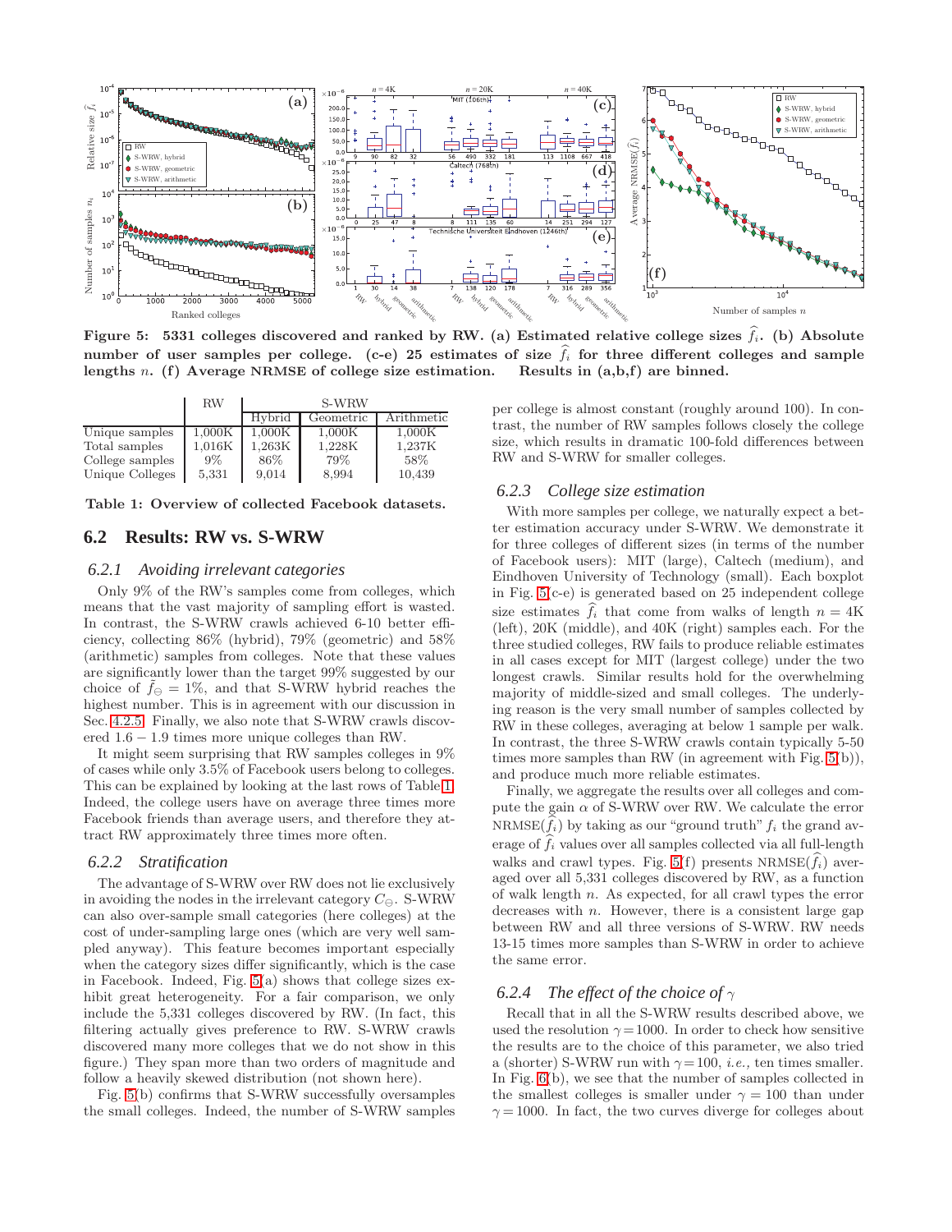**Figure 5: 5331 colleges discovered and ranked by RW. (a) Estimated relative college sizes $\widehat{f}_i$. (b) Absolute number of user samples per college. (c-e) 25 estimates of size $\widehat{f}_i$ for three different colleges and sample lengths $n$. (f) Average NRMSE of college size estimation. Results in (a,b,f) are binned.**

| | RW | S-WRW | | |
|---|---|---|---|---|
| | | Hybrid | Geometric | Arithmetic |
| Unique samples | 1,000K | 1,000K | 1,000K | 1,000K |
| Total samples | 1,016K | 1,263K | 1,228K | 1,237K |
| College samples | 9% | 86% | 79% | 58% |
| Unique Colleges | 5,331 | 9,014 | 8,994 | 10,439 |

**Table 1: Overview of collected Facebook datasets.**

## 6.2 Results: RW vs. S-WRW

### 6.2.1 *Avoiding irrelevant categories*

Only 9% of the RW's samples come from colleges, which means that the vast majority of sampling effort is wasted. In contrast, the S-WRW crawls achieved 6-10 better efficiency, collecting 86% (hybrid), 79% (geometric) and 58% (arithmetic) samples from colleges. Note that these values are significantly lower than the target 99% suggested by our choice of $\tilde{f}_{\ominus} = 1\%$, and that S-WRW hybrid reaches the highest number. This is in agreement with our discussion in Sec. 4.2.5. Finally, we also note that S-WRW crawls discovered $1.6 - 1.9$ times more unique colleges than RW.

It might seem surprising that RW samples colleges in 9% of cases while only 3.5% of Facebook users belong to colleges. This can be explained by looking at the last rows of Table 1. Indeed, the college users have on average three times more Facebook friends than average users, and therefore they attract RW approximately three times more often.

### 6.2.2 *Stratification*

The advantage of S-WRW over RW does not lie exclusively in avoiding the nodes in the irrelevant category $C_{\ominus}$. S-WRW can also over-sample small categories (here colleges) at the cost of under-sampling large ones (which are very well sampled anyway). This feature becomes important especially when the category sizes differ significantly, which is the case in Facebook. Indeed, Fig. 5(a) shows that college sizes exhibit great heterogeneity. For a fair comparison, we only include the 5,331 colleges discovered by RW. (In fact, this filtering actually gives preference to RW. S-WRW crawls discovered many more colleges that we do not show in this figure.) They span more than two orders of magnitude and follow a heavily skewed distribution (not shown here).

Fig. 5(b) confirms that S-WRW successfully oversamples the small colleges. Indeed, the number of S-WRW samples per college is almost constant (roughly around 100). In contrast, the number of RW samples follows closely the college size, which results in dramatic 100-fold differences between RW and S-WRW for smaller colleges.

### 6.2.3 *College size estimation*

With more samples per college, we naturally expect a better estimation accuracy under S-WRW. We demonstrate it for three colleges of different sizes (in terms of the number of Facebook users): MIT (large), Caltech (medium), and Eindhoven University of Technology (small). Each boxplot in Fig. 5(c-e) is generated based on 25 independent college size estimates $\widehat{f}_i$ that come from walks of length $n = 4$K (left), 20K (middle), and 40K (right) samples each. For the three studied colleges, RW fails to produce reliable estimates in all cases except for MIT (largest college) under the two longest crawls. Similar results hold for the overwhelming majority of middle-sized and small colleges. The underlying reason is the very small number of samples collected by RW in these colleges, averaging at below 1 sample per walk. In contrast, the three S-WRW crawls contain typically 5-50 times more samples than RW (in agreement with Fig. 5(b)), and produce much more reliable estimates.

Finally, we aggregate the results over all colleges and compute the gain $\alpha$ of S-WRW over RW. We calculate the error NRMSE$(\widehat{f}_i)$ by taking as our "ground truth" $f_i$ the grand average of $\widehat{f}_i$ values over all samples collected via all full-length walks and crawl types. Fig. 5(f) presents NRMSE$(\widehat{f}_i)$ averaged over all 5,331 colleges discovered by RW, as a function of walk length $n$. As expected, for all crawl types the error decreases with $n$. However, there is a consistent large gap between RW and all three versions of S-WRW. RW needs 13-15 times more samples than S-WRW in order to achieve the same error.

### 6.2.4 *The effect of the choice of $\gamma$*

Recall that in all the S-WRW results described above, we used the resolution $\gamma = 1000$. In order to check how sensitive the results are to the choice of this parameter, we also tried a (shorter) S-WRW run with $\gamma = 100$, *i.e.,* ten times smaller. In Fig. 6(b), we see that the number of samples collected in the smallest colleges is smaller under $\gamma = 100$ than under $\gamma = 1000$. In fact, the two curves diverge for colleges about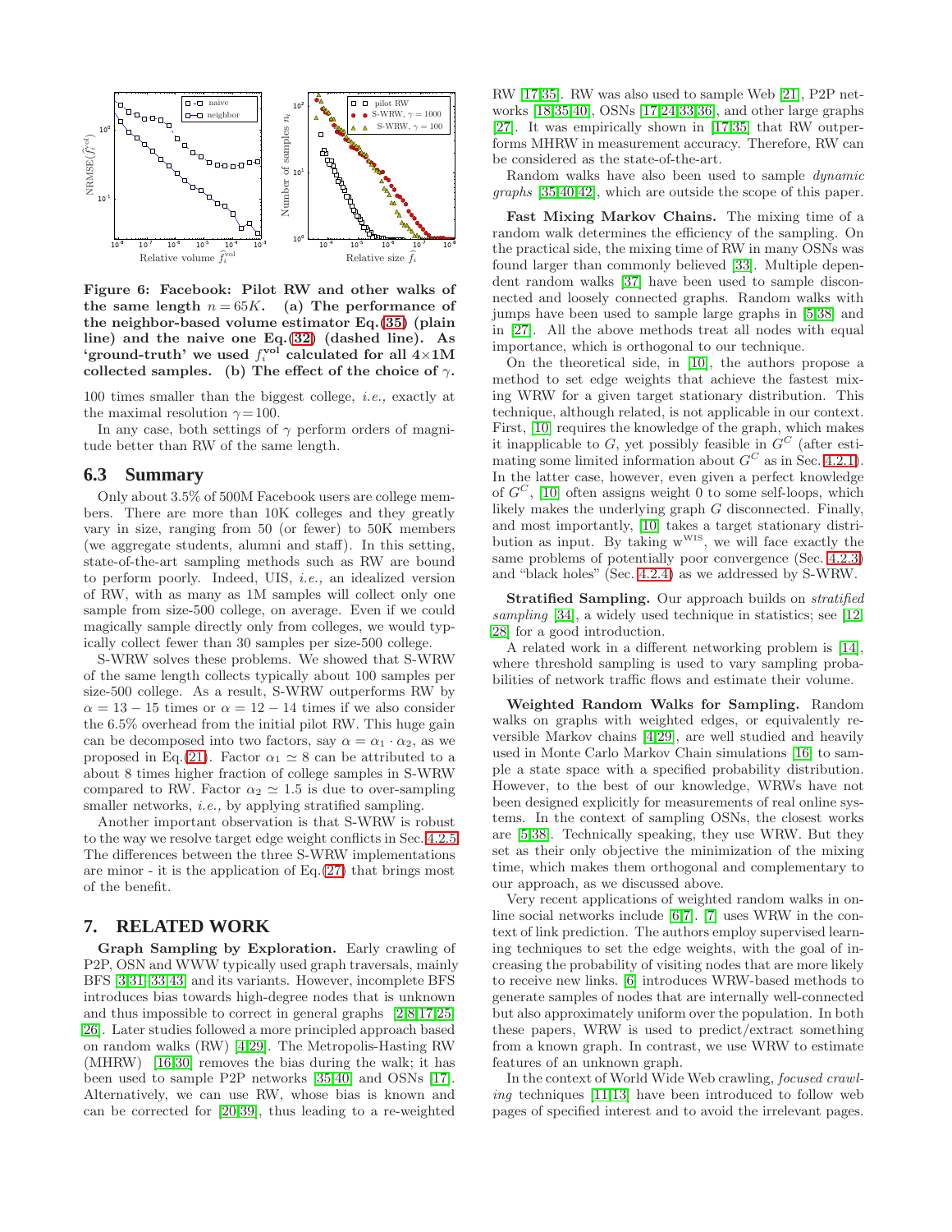Figure 6: Facebook: Pilot RW and other walks of the same length $n = 65K$. (a) The performance of the neighbor-based volume estimator Eq.(35) (plain line) and the naive one Eq.(32) (dashed line). As 'ground-truth' we used $f_i^{\text{vol}}$ calculated for all 4×1M collected samples. (b) The effect of the choice of $\gamma$.

100 times smaller than the biggest college, *i.e.,* exactly at the maximal resolution $\gamma = 100$.

In any case, both settings of $\gamma$ perform orders of magnitude better than RW of the same length.

## 6.3 Summary

Only about 3.5% of 500M Facebook users are college members. There are more than 10K colleges and they greatly vary in size, ranging from 50 (or fewer) to 50K members (we aggregate students, alumni and staff). In this setting, state-of-the-art sampling methods such as RW are bound to perform poorly. Indeed, UIS, *i.e.,* an idealized version of RW, with as many as 1M samples will collect only one sample from size-500 college, on average. Even if we could magically sample directly only from colleges, we would typically collect fewer than 30 samples per size-500 college.

S-WRW solves these problems. We showed that S-WRW of the same length collects typically about 100 samples per size-500 college. As a result, S-WRW outperforms RW by $\alpha = 13 - 15$ times or $\alpha = 12 - 14$ times if we also consider the 6.5% overhead from the initial pilot RW. This huge gain can be decomposed into two factors, say $\alpha = \alpha_1 \cdot \alpha_2$, as we proposed in Eq.(21). Factor $\alpha_1 \simeq 8$ can be attributed to a about 8 times higher fraction of college samples in S-WRW compared to RW. Factor $\alpha_2 \simeq 1.5$ is due to over-sampling smaller networks, *i.e.,* by applying stratified sampling.

Another important observation is that S-WRW is robust to the way we resolve target edge weight conflicts in Sec. 4.2.5. The differences between the three S-WRW implementations are minor - it is the application of Eq.(27) that brings most of the benefit.

# 7. RELATED WORK

**Graph Sampling by Exploration.** Early crawling of P2P, OSN and WWW typically used graph traversals, mainly BFS [3,31–33,43] and its variants. However, incomplete BFS introduces bias towards high-degree nodes that is unknown and thus impossible to correct in general graphs [2,8,17,25,26]. Later studies followed a more principled approach based on random walks (RW) [4,29]. The Metropolis-Hasting RW (MHRW) [16,30] removes the bias during the walk; it has been used to sample P2P networks [35,40] and OSNs [17]. Alternatively, we can use RW, whose bias is known and can be corrected for [20,39], thus leading to a re-weighted RW [17,35]. RW was also used to sample Web [21], P2P networks [18,35,40], OSNs [17,24,33,36], and other large graphs [27]. It was empirically shown in [17,35] that RW outperforms MHRW in measurement accuracy. Therefore, RW can be considered as the state-of-the-art.

Random walks have also been used to sample *dynamic graphs* [35,40,42], which are outside the scope of this paper.

**Fast Mixing Markov Chains.** The mixing time of a random walk determines the efficiency of the sampling. On the practical side, the mixing time of RW in many OSNs was found larger than commonly believed [33]. Multiple dependent random walks [37] have been used to sample disconnected and loosely connected graphs. Random walks with jumps have been used to sample large graphs in [5,38] and in [27]. All the above methods treat all nodes with equal importance, which is orthogonal to our technique.

On the theoretical side, in [10], the authors propose a method to set edge weights that achieve the fastest mixing WRW for a given target stationary distribution. This technique, although related, is not applicable in our context. First, [10] requires the knowledge of the graph, which makes it inapplicable to $G$, yet possibly feasible in $G^C$ (after estimating some limited information about $G^C$ as in Sec. 4.2.1). In the latter case, however, even given a perfect knowledge of $G^C$, [10] often assigns weight 0 to some self-loops, which likely makes the underlying graph $G$ disconnected. Finally, and most importantly, [10] takes a target stationary distribution as input. By taking $\text{w}^{\text{WIS}}$, we will face exactly the same problems of potentially poor convergence (Sec. 4.2.3) and "black holes" (Sec. 4.2.4) as we addressed by S-WRW.

**Stratified Sampling.** Our approach builds on *stratified sampling* [34], a widely used technique in statistics; see [12, 28] for a good introduction.

A related work in a different networking problem is [14], where threshold sampling is used to vary sampling probabilities of network traffic flows and estimate their volume.

**Weighted Random Walks for Sampling.** Random walks on graphs with weighted edges, or equivalently reversible Markov chains [4,29], are well studied and heavily used in Monte Carlo Markov Chain simulations [16] to sample a state space with a specified probability distribution. However, to the best of our knowledge, WRWs have not been designed explicitly for measurements of real online systems. In the context of sampling OSNs, the closest works are [5,38]. Technically speaking, they use WRW. But they set as their only objective the minimization of the mixing time, which makes them orthogonal and complementary to our approach, as we discussed above.

Very recent applications of weighted random walks in online social networks include [6,7]. [7] uses WRW in the context of link prediction. The authors employ supervised learning techniques to set the edge weights, with the goal of increasing the probability of visiting nodes that are more likely to receive new links. [6] introduces WRW-based methods to generate samples of nodes that are internally well-connected but also approximately uniform over the population. In both these papers, WRW is used to predict/extract something from a known graph. In contrast, we use WRW to estimate features of an unknown graph.

In the context of World Wide Web crawling, *focused crawling* techniques [11,13] have been introduced to follow web pages of specified interest and to avoid the irrelevant pages.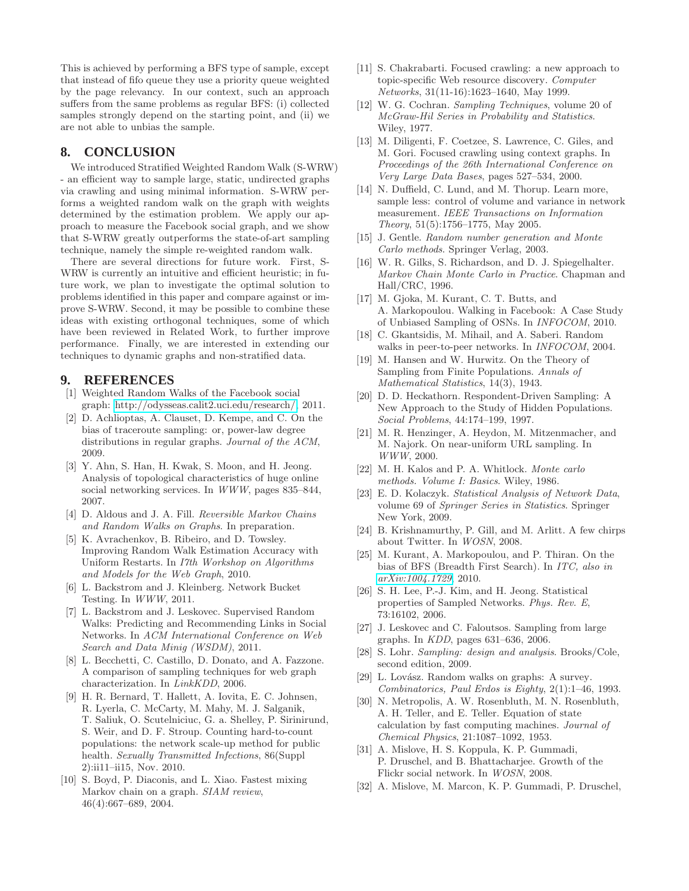This is achieved by performing a BFS type of sample, except that instead of fifo queue they use a priority queue weighted by the page relevancy. In our context, such an approach suffers from the same problems as regular BFS: (i) collected samples strongly depend on the starting point, and (ii) we are not able to unbias the sample.

## 8. CONCLUSION

We introduced Stratified Weighted Random Walk (S-WRW) - an efficient way to sample large, static, undirected graphs via crawling and using minimal information. S-WRW performs a weighted random walk on the graph with weights determined by the estimation problem. We apply our approach to measure the Facebook social graph, and we show that S-WRW greatly outperforms the state-of-art sampling technique, namely the simple re-weighted random walk.

There are several directions for future work. First, S-WRW is currently an intuitive and efficient heuristic; in future work, we plan to investigate the optimal solution to problems identified in this paper and compare against or improve S-WRW. Second, it may be possible to combine these ideas with existing orthogonal techniques, some of which have been reviewed in Related Work, to further improve performance. Finally, we are interested in extending our techniques to dynamic graphs and non-stratified data.

## 9. REFERENCES

[1] Weighted Random Walks of the Facebook social graph: http://odysseas.calit2.uci.edu/research/, 2011.

[2] D. Achlioptas, A. Clauset, D. Kempe, and C. On the bias of traceroute sampling: or, power-law degree distributions in regular graphs. *Journal of the ACM*, 2009.

[3] Y. Ahn, S. Han, H. Kwak, S. Moon, and H. Jeong. Analysis of topological characteristics of huge online social networking services. In *WWW*, pages 835–844, 2007.

[4] D. Aldous and J. A. Fill. *Reversible Markov Chains and Random Walks on Graphs*. In preparation.

[5] K. Avrachenkov, B. Ribeiro, and D. Towsley. Improving Random Walk Estimation Accuracy with Uniform Restarts. In *I7th Workshop on Algorithms and Models for the Web Graph*, 2010.

[6] L. Backstrom and J. Kleinberg. Network Bucket Testing. In *WWW*, 2011.

[7] L. Backstrom and J. Leskovec. Supervised Random Walks: Predicting and Recommending Links in Social Networks. In *ACM International Conference on Web Search and Data Minig (WSDM)*, 2011.

[8] L. Becchetti, C. Castillo, D. Donato, and A. Fazzone. A comparison of sampling techniques for web graph characterization. In *LinkKDD*, 2006.

[9] H. R. Bernard, T. Hallett, A. Iovita, E. C. Johnsen, R. Lyerla, C. McCarty, M. Mahy, M. J. Salganik, T. Saliuk, O. Scutelniciuc, G. a. Shelley, P. Sirinirund, S. Weir, and D. F. Stroup. Counting hard-to-count populations: the network scale-up method for public health. *Sexually Transmitted Infections*, 86(Suppl 2):ii11–ii15, Nov. 2010.

[10] S. Boyd, P. Diaconis, and L. Xiao. Fastest mixing Markov chain on a graph. *SIAM review*, 46(4):667–689, 2004.

[11] S. Chakrabarti. Focused crawling: a new approach to topic-specific Web resource discovery. *Computer Networks*, 31(11-16):1623–1640, May 1999.

[12] W. G. Cochran. *Sampling Techniques*, volume 20 of *McGraw-Hil Series in Probability and Statistics*. Wiley, 1977.

[13] M. Diligenti, F. Coetzee, S. Lawrence, C. Giles, and M. Gori. Focused crawling using context graphs. In *Proceedings of the 26th International Conference on Very Large Data Bases*, pages 527–534, 2000.

[14] N. Duffield, C. Lund, and M. Thorup. Learn more, sample less: control of volume and variance in network measurement. *IEEE Transactions on Information Theory*, 51(5):1756–1775, May 2005.

[15] J. Gentle. *Random number generation and Monte Carlo methods*. Springer Verlag, 2003.

[16] W. R. Gilks, S. Richardson, and D. J. Spiegelhalter. *Markov Chain Monte Carlo in Practice*. Chapman and Hall/CRC, 1996.

[17] M. Gjoka, M. Kurant, C. T. Butts, and A. Markopoulou. Walking in Facebook: A Case Study of Unbiased Sampling of OSNs. In *INFOCOM*, 2010.

[18] C. Gkantsidis, M. Mihail, and A. Saberi. Random walks in peer-to-peer networks. In *INFOCOM*, 2004.

[19] M. Hansen and W. Hurwitz. On the Theory of Sampling from Finite Populations. *Annals of Mathematical Statistics*, 14(3), 1943.

[20] D. D. Heckathorn. Respondent-Driven Sampling: A New Approach to the Study of Hidden Populations. *Social Problems*, 44:174–199, 1997.

[21] M. R. Henzinger, A. Heydon, M. Mitzenmacher, and M. Najork. On near-uniform URL sampling. In *WWW*, 2000.

[22] M. H. Kalos and P. A. Whitlock. *Monte carlo methods. Volume I: Basics*. Wiley, 1986.

[23] E. D. Kolaczyk. *Statistical Analysis of Network Data*, volume 69 of *Springer Series in Statistics*. Springer New York, 2009.

[24] B. Krishnamurthy, P. Gill, and M. Arlitt. A few chirps about Twitter. In *WOSN*, 2008.

[25] M. Kurant, A. Markopoulou, and P. Thiran. On the bias of BFS (Breadth First Search). In *ITC, also in arXiv:1004.1729*, 2010.

[26] S. H. Lee, P.-J. Kim, and H. Jeong. Statistical properties of Sampled Networks. *Phys. Rev. E*, 73:16102, 2006.

[27] J. Leskovec and C. Faloutsos. Sampling from large graphs. In *KDD*, pages 631–636, 2006.

[28] S. Lohr. *Sampling: design and analysis*. Brooks/Cole, second edition, 2009.

[29] L. Lovász. Random walks on graphs: A survey. *Combinatorics, Paul Erdos is Eighty*, 2(1):1–46, 1993.

[30] N. Metropolis, A. W. Rosenbluth, M. N. Rosenbluth, A. H. Teller, and E. Teller. Equation of state calculation by fast computing machines. *Journal of Chemical Physics*, 21:1087–1092, 1953.

[31] A. Mislove, H. S. Koppula, K. P. Gummadi, P. Druschel, and B. Bhattacharjee. Growth of the Flickr social network. In *WOSN*, 2008.

[32] A. Mislove, M. Marcon, K. P. Gummadi, P. Druschel,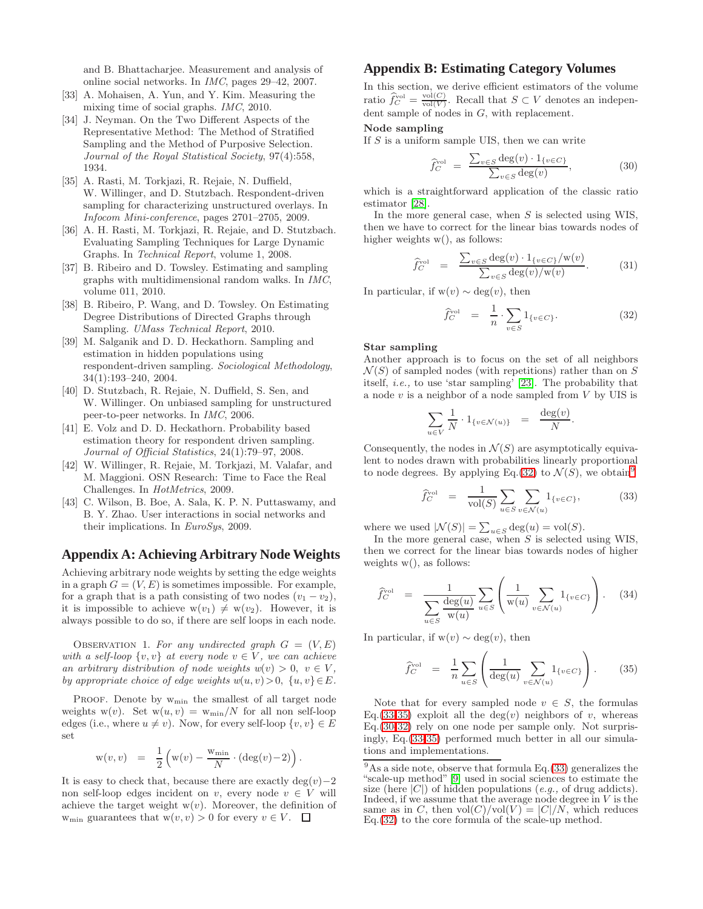and B. Bhattacharjee. Measurement and analysis of online social networks. In *IMC*, pages 29–42, 2007.

[33] A. Mohaisen, A. Yun, and Y. Kim. Measuring the mixing time of social graphs. *IMC*, 2010.

[34] J. Neyman. On the Two Different Aspects of the Representative Method: The Method of Stratified Sampling and the Method of Purposive Selection. *Journal of the Royal Statistical Society*, 97(4):558, 1934.

[35] A. Rasti, M. Torkjazi, R. Rejaie, N. Duffield, W. Willinger, and D. Stutzbach. Respondent-driven sampling for characterizing unstructured overlays. In *Infocom Mini-conference*, pages 2701–2705, 2009.

[36] A. H. Rasti, M. Torkjazi, R. Rejaie, and D. Stutzbach. Evaluating Sampling Techniques for Large Dynamic Graphs. In *Technical Report*, volume 1, 2008.

[37] B. Ribeiro and D. Towsley. Estimating and sampling graphs with multidimensional random walks. In *IMC*, volume 011, 2010.

[38] B. Ribeiro, P. Wang, and D. Towsley. On Estimating Degree Distributions of Directed Graphs through Sampling. *UMass Technical Report*, 2010.

[39] M. Salganik and D. D. Heckathorn. Sampling and estimation in hidden populations using respondent-driven sampling. *Sociological Methodology*, 34(1):193–240, 2004.

[40] D. Stutzbach, R. Rejaie, N. Duffield, S. Sen, and W. Willinger. On unbiased sampling for unstructured peer-to-peer networks. In *IMC*, 2006.

[41] E. Volz and D. D. Heckathorn. Probability based estimation theory for respondent driven sampling. *Journal of Official Statistics*, 24(1):79–97, 2008.

[42] W. Willinger, R. Rejaie, M. Torkjazi, M. Valafar, and M. Maggioni. OSN Research: Time to Face the Real Challenges. In *HotMetrics*, 2009.

[43] C. Wilson, B. Boe, A. Sala, K. P. N. Puttaswamy, and B. Y. Zhao. User interactions in social networks and their implications. In *EuroSys*, 2009.

## Appendix A: Achieving Arbitrary Node Weights

Achieving arbitrary node weights by setting the edge weights in a graph $G = (V, E)$ is sometimes impossible. For example, for a graph that is a path consisting of two nodes $(v_1 - v_2)$, it is impossible to achieve $\mathrm{w}(v_1) \neq \mathrm{w}(v_2)$. However, it is always possible to do so, if there are self loops in each node.

OBSERVATION 1. *For any undirected graph $G = (V, E)$ with a self-loop $\{v, v\}$ at every node $v \in V$, we can achieve an arbitrary distribution of node weights $w(v) > 0,\ v \in V$, by appropriate choice of edge weights $w(u, v) > 0,\ \{u, v\} \in E$.*

PROOF. Denote by $\mathrm{w}_{\min}$ the smallest of all target node weights $\mathrm{w}(v)$. Set $\mathrm{w}(u, v) = \mathrm{w}_{\min}/N$ for all non self-loop edges (i.e., where $u \neq v$). Now, for every self-loop $\{v, v\} \in E$ set

$$\mathrm{w}(v, v) \;=\; \frac{1}{2}\left(\mathrm{w}(v) - \frac{\mathrm{w}_{\min}}{N} \cdot (\deg(v) - 2)\right).$$

It is easy to check that, because there are exactly $\deg(v) - 2$ non self-loop edges incident on $v$, every node $v \in V$ will achieve the target weight $\mathrm{w}(v)$. Moreover, the definition of $\mathrm{w}_{\min}$ guarantees that $\mathrm{w}(v, v) > 0$ for every $v \in V$. $\square$

## Appendix B: Estimating Category Volumes

In this section, we derive efficient estimators of the volume ratio $\widehat{f}_C^{\mathrm{vol}} = \frac{\mathrm{vol}(C)}{\mathrm{vol}(V)}$. Recall that $S \subset V$ denotes an independent sample of nodes in $G$, with replacement.

**Node sampling**

If $S$ is a uniform sample UIS, then we can write

$$\widehat{f}_C^{\mathrm{vol}} \;=\; \frac{\sum_{v \in S} \deg(v) \cdot 1_{\{v \in C\}}}{\sum_{v \in S} \deg(v)}, \tag{30}$$

which is a straightforward application of the classic ratio estimator [28].

In the more general case, when $S$ is selected using WIS, then we have to correct for the linear bias towards nodes of higher weights w(), as follows:

$$\widehat{f}_C^{\mathrm{vol}} \;=\; \frac{\sum_{v \in S} \deg(v) \cdot 1_{\{v \in C\}}/\mathrm{w}(v)}{\sum_{v \in S} \deg(v)/\mathrm{w}(v)}. \tag{31}$$

In particular, if $\mathrm{w}(v) \sim \deg(v)$, then

$$\widehat{f}_C^{\mathrm{vol}} \;=\; \frac{1}{n} \cdot \sum_{v \in S} 1_{\{v \in C\}}. \tag{32}$$

**Star sampling**

Another approach is to focus on the set of all neighbors $\mathcal{N}(S)$ of sampled nodes (with repetitions) rather than on $S$ itself, *i.e.,* to use 'star sampling' [23]. The probability that a node $v$ is a neighbor of a node sampled from $V$ by UIS is

$$\sum_{u \in V} \frac{1}{N} \cdot 1_{\{v \in \mathcal{N}(u)\}} \;=\; \frac{\deg(v)}{N}.$$

Consequently, the nodes in $\mathcal{N}(S)$ are asymptotically equivalent to nodes drawn with probabilities linearly proportional to node degrees. By applying Eq.(32) to $\mathcal{N}(S)$, we obtain[9]

$$\widehat{f}_C^{\mathrm{vol}} \;=\; \frac{1}{\mathrm{vol}(S)} \sum_{u \in S} \sum_{v \in \mathcal{N}(u)} 1_{\{v \in C\}}, \tag{33}$$

where we used $|\mathcal{N}(S)| = \sum_{u \in S} \deg(u) = \mathrm{vol}(S)$.

In the more general case, when $S$ is selected using WIS, then we correct for the linear bias towards nodes of higher weights w(), as follows:

$$\widehat{f}_C^{\mathrm{vol}} \;=\; \frac{1}{\displaystyle\sum_{u \in S} \frac{\deg(u)}{\mathrm{w}(u)}} \sum_{u \in S} \left( \frac{1}{\mathrm{w}(u)} \sum_{v \in \mathcal{N}(u)} 1_{\{v \in C\}} \right). \tag{34}$$

In particular, if $\mathrm{w}(v) \sim \deg(v)$, then

$$\widehat{f}_C^{\mathrm{vol}} \;=\; \frac{1}{n} \sum_{u \in S} \left( \frac{1}{\deg(u)} \sum_{v \in \mathcal{N}(u)} 1_{\{v \in C\}} \right). \tag{35}$$

Note that for every sampled node $v \in S$, the formulas Eq.(33-35) exploit all the $\deg(v)$ neighbors of $v$, whereas Eq.(30-32) rely on one node per sample only. Not surprisingly, Eq.(33-35) performed much better in all our simulations and implementations.

[9] As a side note, observe that formula Eq.(33) generalizes the "scale-up method" [9] used in social sciences to estimate the size (here $|C|$) of hidden populations (*e.g.,* of drug addicts). Indeed, if we assume that the average node degree in $V$ is the same as in $C$, then $\mathrm{vol}(C)/\mathrm{vol}(V) = |C|/N$, which reduces Eq.(32) to the core formula of the scale-up method.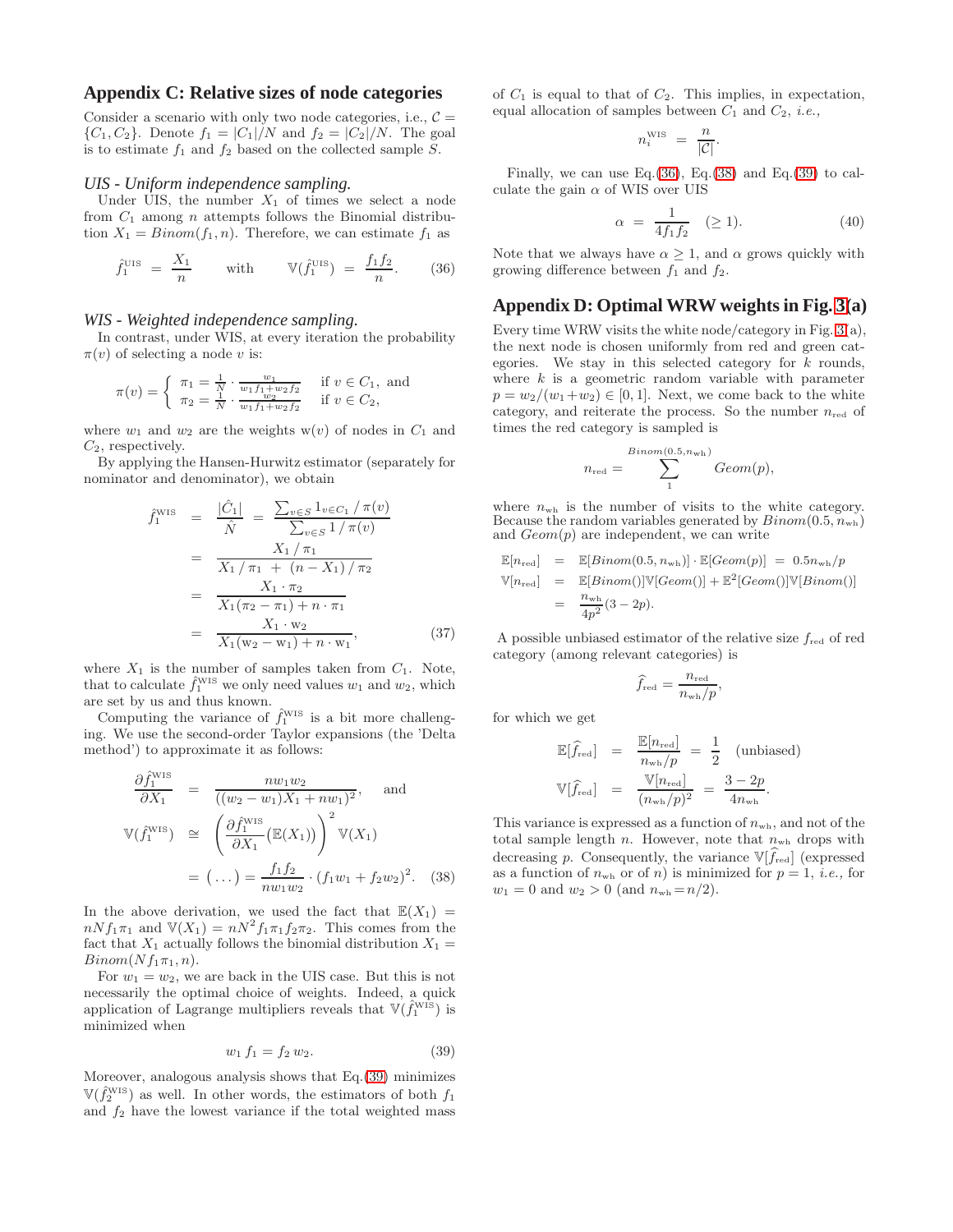## Appendix C: Relative sizes of node categories

Consider a scenario with only two node categories, i.e., $\mathcal{C} = \{C_1, C_2\}$. Denote $f_1 = |C_1|/N$ and $f_2 = |C_2|/N$. The goal is to estimate $f_1$ and $f_2$ based on the collected sample $S$.

### *UIS - Uniform independence sampling.*

Under UIS, the number $X_1$ of times we select a node from $C_1$ among $n$ attempts follows the Binomial distribution $X_1 = Binom(f_1, n)$. Therefore, we can estimate $f_1$ as

$$\hat{f}_1^{\text{UIS}} \;=\; \frac{X_1}{n} \qquad \text{with} \qquad \mathbb{V}(\hat{f}_1^{\text{UIS}}) \;=\; \frac{f_1 f_2}{n}. \tag{36}$$

### *WIS - Weighted independence sampling.*

In contrast, under WIS, at every iteration the probability $\pi(v)$ of selecting a node $v$ is:

$$\pi(v) = \begin{cases} \pi_1 = \frac{1}{N} \cdot \frac{w_1}{w_1 f_1 + w_2 f_2} & \text{if } v \in C_1, \text{ and} \\ \pi_2 = \frac{1}{N} \cdot \frac{w_2}{w_1 f_1 + w_2 f_2} & \text{if } v \in C_2, \end{cases}$$

where $w_1$ and $w_2$ are the weights $\mathrm{w}(v)$ of nodes in $C_1$ and $C_2$, respectively.

By applying the Hansen-Hurwitz estimator (separately for nominator and denominator), we obtain

$$\begin{aligned}
\hat{f}_1^{\text{WIS}} &= \frac{|\hat{C}_1|}{\hat{N}} = \frac{\sum_{v \in S} 1_{v \in C_1} / \pi(v)}{\sum_{v \in S} 1 / \pi(v)} \\
&= \frac{X_1 / \pi_1}{X_1 / \pi_1 \;+\; (n - X_1) / \pi_2} \\
&= \frac{X_1 \cdot \pi_2}{X_1 (\pi_2 - \pi_1) + n \cdot \pi_1} \\
&= \frac{X_1 \cdot \mathrm{w}_2}{X_1 (\mathrm{w}_2 - \mathrm{w}_1) + n \cdot \mathrm{w}_1},
\end{aligned} \tag{37}$$

where $X_1$ is the number of samples taken from $C_1$. Note, that to calculate $\hat{f}_1^{\text{WIS}}$ we only need values $w_1$ and $w_2$, which are set by us and thus known.

Computing the variance of $\hat{f}_1^{\text{WIS}}$ is a bit more challenging. We use the second-order Taylor expansions (the 'Delta method') to approximate it as follows:

$$\begin{aligned}
\frac{\partial \hat{f}_1^{\text{WIS}}}{\partial X_1} &= \frac{n w_1 w_2}{((w_2 - w_1) X_1 + n w_1)^2}, \quad \text{and} \\
\mathbb{V}(\hat{f}_1^{\text{WIS}}) &\cong \left( \frac{\partial \hat{f}_1^{\text{WIS}}}{\partial X_1} \big( \mathbb{E}(X_1) \big) \right)^2 \mathbb{V}(X_1) \\
&= (\ldots) = \frac{f_1 f_2}{n w_1 w_2} \cdot (f_1 w_1 + f_2 w_2)^2.
\end{aligned} \tag{38}$$

In the above derivation, we used the fact that $\mathbb{E}(X_1) = n N f_1 \pi_1$ and $\mathbb{V}(X_1) = n N^2 f_1 \pi_1 f_2 \pi_2$. This comes from the fact that $X_1$ actually follows the binomial distribution $X_1 = Binom(N f_1 \pi_1, n)$.

For $w_1 = w_2$, we are back in the UIS case. But this is not necessarily the optimal choice of weights. Indeed, a quick application of Lagrange multipliers reveals that $\mathbb{V}(\hat{f}_1^{\text{WIS}})$ is minimized when

$$w_1 \, f_1 = f_2 \, w_2. \tag{39}$$

Moreover, analogous analysis shows that Eq.(39) minimizes $\mathbb{V}(\hat{f}_2^{\text{WIS}})$ as well. In other words, the estimators of both $f_1$ and $f_2$ have the lowest variance if the total weighted mass of $C_1$ is equal to that of $C_2$. This implies, in expectation, equal allocation of samples between $C_1$ and $C_2$, *i.e.,*

$$n_i^{\text{WIS}} \;=\; \frac{n}{|\mathcal{C}|}.$$

Finally, we can use Eq.(36), Eq.(38) and Eq.(39) to calculate the gain $\alpha$ of WIS over UIS

$$\alpha \;=\; \frac{1}{4 f_1 f_2} \quad (\geq 1). \tag{40}$$

Note that we always have $\alpha \geq 1$, and $\alpha$ grows quickly with growing difference between $f_1$ and $f_2$.

## Appendix D: Optimal WRW weights in Fig. 3(a)

Every time WRW visits the white node/category in Fig. 3(a), the next node is chosen uniformly from red and green categories. We stay in this selected category for $k$ rounds, where $k$ is a geometric random variable with parameter $p = w_2/(w_1 + w_2) \in [0, 1]$. Next, we come back to the white category, and reiterate the process. So the number $n_{\text{red}}$ of times the red category is sampled is

$$n_{\text{red}} = \sum_{1}^{Binom(0.5, n_{\text{wh}})} Geom(p),$$

where $n_{\text{wh}}$ is the number of visits to the white category. Because the random variables generated by $Binom(0.5, n_{\text{wh}})$ and $Geom(p)$ are independent, we can write

$$\begin{aligned}
\mathbb{E}[n_{\text{red}}] &= \mathbb{E}[Binom(0.5, n_{\text{wh}})] \cdot \mathbb{E}[Geom(p)] \;=\; 0.5 n_{\text{wh}}/p \\
\mathbb{V}[n_{\text{red}}] &= \mathbb{E}[Binom()]\mathbb{V}[Geom()] + \mathbb{E}^2[Geom()]\mathbb{V}[Binom()] \\
&= \frac{n_{\text{wh}}}{4p^2}(3 - 2p).
\end{aligned}$$

A possible unbiased estimator of the relative size $f_{\text{red}}$ of red category (among relevant categories) is

$$\widehat{f}_{\text{red}} = \frac{n_{\text{red}}}{n_{\text{wh}}/p},$$

for which we get

$$\begin{aligned}
\mathbb{E}[\widehat{f}_{\text{red}}] &= \frac{\mathbb{E}[n_{\text{red}}]}{n_{\text{wh}}/p} \;=\; \frac{1}{2} \quad \text{(unbiased)} \\
\mathbb{V}[\widehat{f}_{\text{red}}] &= \frac{\mathbb{V}[n_{\text{red}}]}{(n_{\text{wh}}/p)^2} \;=\; \frac{3 - 2p}{4 n_{\text{wh}}}.
\end{aligned}$$

This variance is expressed as a function of $n_{\text{wh}}$, and not of the total sample length $n$. However, note that $n_{\text{wh}}$ drops with decreasing $p$. Consequently, the variance $\mathbb{V}[\widehat{f}_{\text{red}}]$ (expressed as a function of $n_{\text{wh}}$ or of $n$) is minimized for $p = 1$, *i.e.,* for $w_1 = 0$ and $w_2 > 0$ (and $n_{\text{wh}} = n/2$).